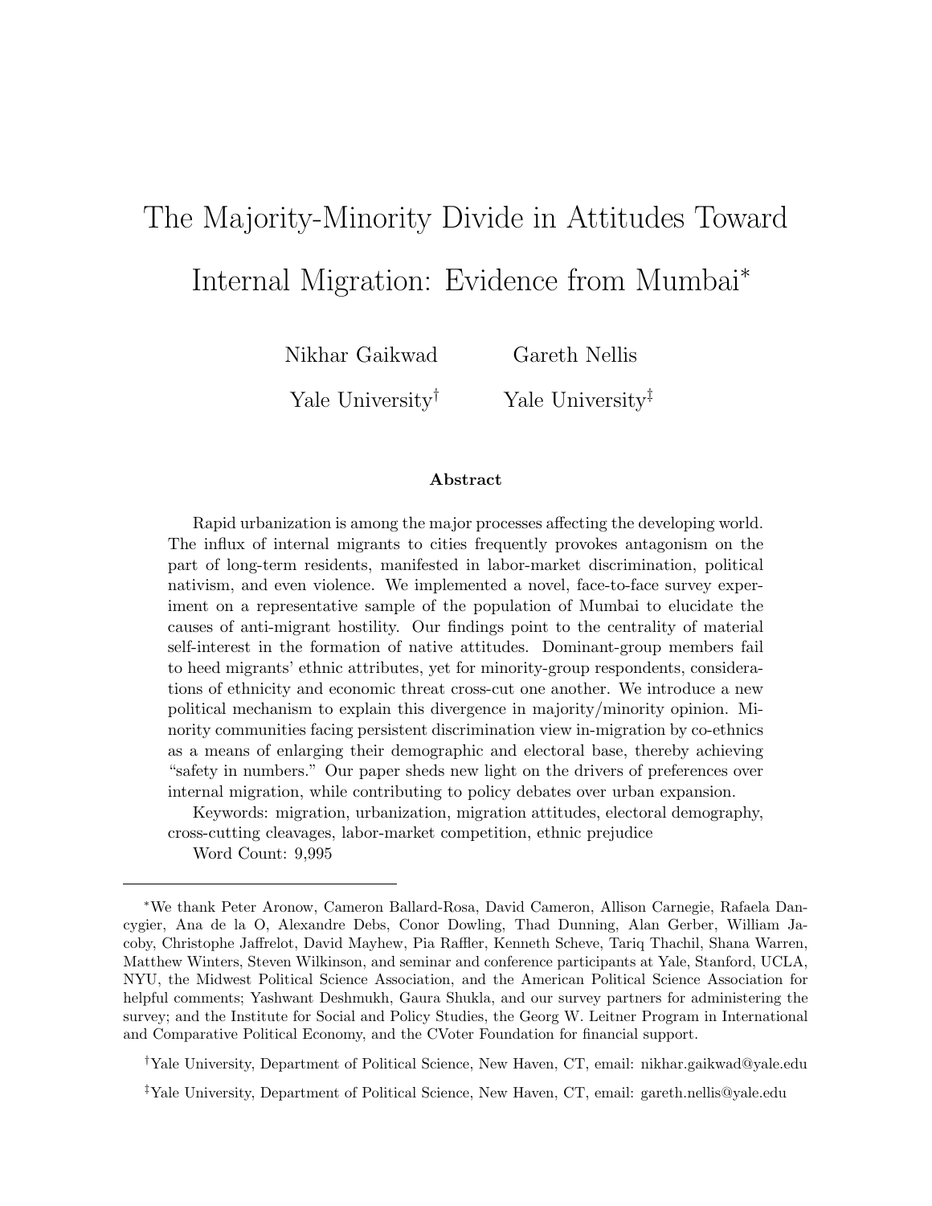# The Majority-Minority Divide in Attitudes Toward Internal Migration: Evidence from Mumbai*

Nikhar Gaikwad — Yale University[†]

Gareth Nellis — Yale University[‡]

### Abstract

Rapid urbanization is among the major processes affecting the developing world. The influx of internal migrants to cities frequently provokes antagonism on the part of long-term residents, manifested in labor-market discrimination, political nativism, and even violence. We implemented a novel, face-to-face survey experiment on a representative sample of the population of Mumbai to elucidate the causes of anti-migrant hostility. Our findings point to the centrality of material self-interest in the formation of native attitudes. Dominant-group members fail to heed migrants' ethnic attributes, yet for minority-group respondents, considerations of ethnicity and economic threat cross-cut one another. We introduce a new political mechanism to explain this divergence in majority/minority opinion. Minority communities facing persistent discrimination view in-migration by co-ethnics as a means of enlarging their demographic and electoral base, thereby achieving "safety in numbers." Our paper sheds new light on the drivers of preferences over internal migration, while contributing to policy debates over urban expansion.

Keywords: migration, urbanization, migration attitudes, electoral demography, cross-cutting cleavages, labor-market competition, ethnic prejudice

Word Count: 9,995

---

*We thank Peter Aronow, Cameron Ballard-Rosa, David Cameron, Allison Carnegie, Rafaela Dancygier, Ana de la O, Alexandre Debs, Conor Dowling, Thad Dunning, Alan Gerber, William Jacoby, Christophe Jaffrelot, David Mayhew, Pia Raffler, Kenneth Scheve, Tariq Thachil, Shana Warren, Matthew Winters, Steven Wilkinson, and seminar and conference participants at Yale, Stanford, UCLA, NYU, the Midwest Political Science Association, and the American Political Science Association for helpful comments; Yashwant Deshmukh, Gaura Shukla, and our survey partners for administering the survey; and the Institute for Social and Policy Studies, the Georg W. Leitner Program in International and Comparative Political Economy, and the CVoter Foundation for financial support.

[†]Yale University, Department of Political Science, New Haven, CT, email: nikhar.gaikwad@yale.edu

[‡]Yale University, Department of Political Science, New Haven, CT, email: gareth.nellis@yale.edu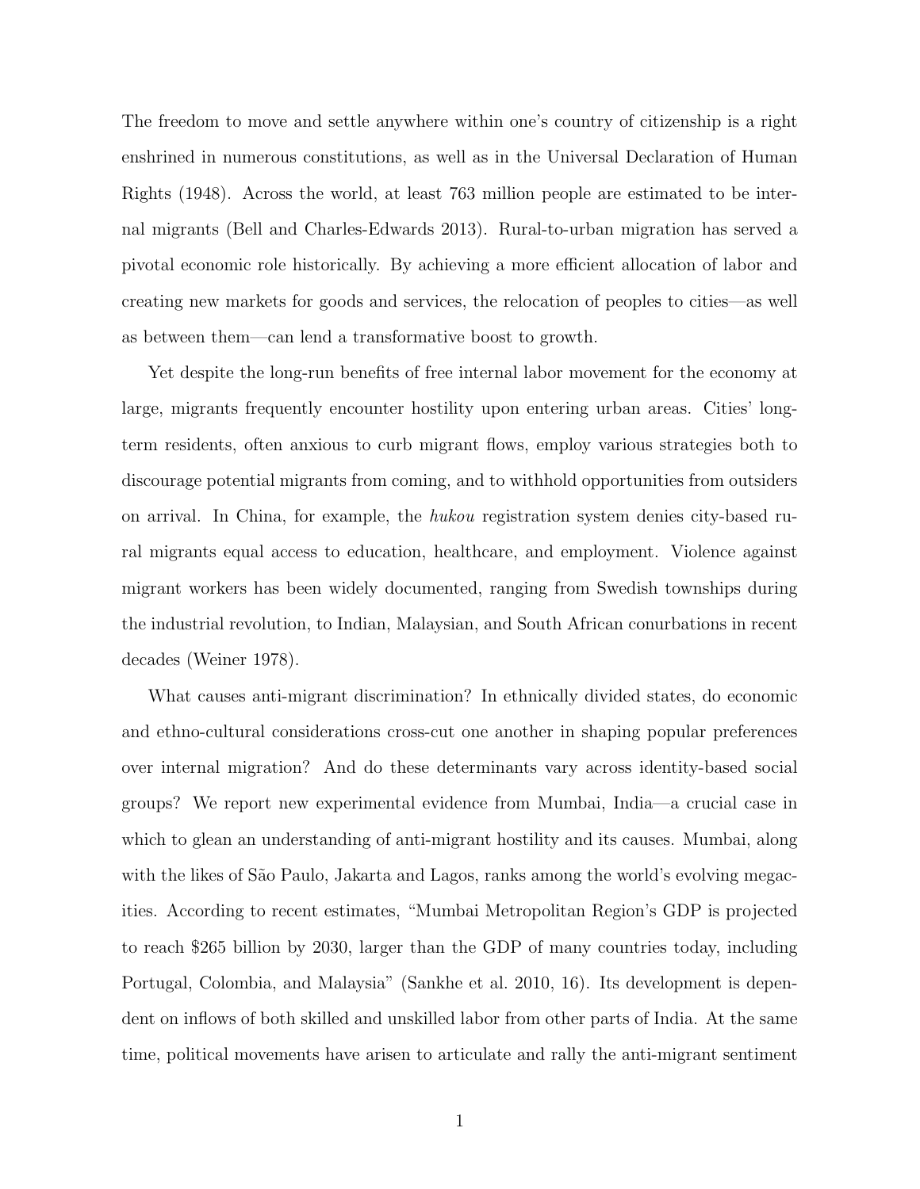The freedom to move and settle anywhere within one's country of citizenship is a right enshrined in numerous constitutions, as well as in the Universal Declaration of Human Rights (1948). Across the world, at least 763 million people are estimated to be internal migrants (Bell and Charles-Edwards 2013). Rural-to-urban migration has served a pivotal economic role historically. By achieving a more efficient allocation of labor and creating new markets for goods and services, the relocation of peoples to cities—as well as between them—can lend a transformative boost to growth.

Yet despite the long-run benefits of free internal labor movement for the economy at large, migrants frequently encounter hostility upon entering urban areas. Cities' long-term residents, often anxious to curb migrant flows, employ various strategies both to discourage potential migrants from coming, and to withhold opportunities from outsiders on arrival. In China, for example, the *hukou* registration system denies city-based rural migrants equal access to education, healthcare, and employment. Violence against migrant workers has been widely documented, ranging from Swedish townships during the industrial revolution, to Indian, Malaysian, and South African conurbations in recent decades (Weiner 1978).

What causes anti-migrant discrimination? In ethnically divided states, do economic and ethno-cultural considerations cross-cut one another in shaping popular preferences over internal migration? And do these determinants vary across identity-based social groups? We report new experimental evidence from Mumbai, India—a crucial case in which to glean an understanding of anti-migrant hostility and its causes. Mumbai, along with the likes of São Paulo, Jakarta and Lagos, ranks among the world's evolving megacities. According to recent estimates, "Mumbai Metropolitan Region's GDP is projected to reach $265 billion by 2030, larger than the GDP of many countries today, including Portugal, Colombia, and Malaysia" (Sankhe et al. 2010, 16). Its development is dependent on inflows of both skilled and unskilled labor from other parts of India. At the same time, political movements have arisen to articulate and rally the anti-migrant sentiment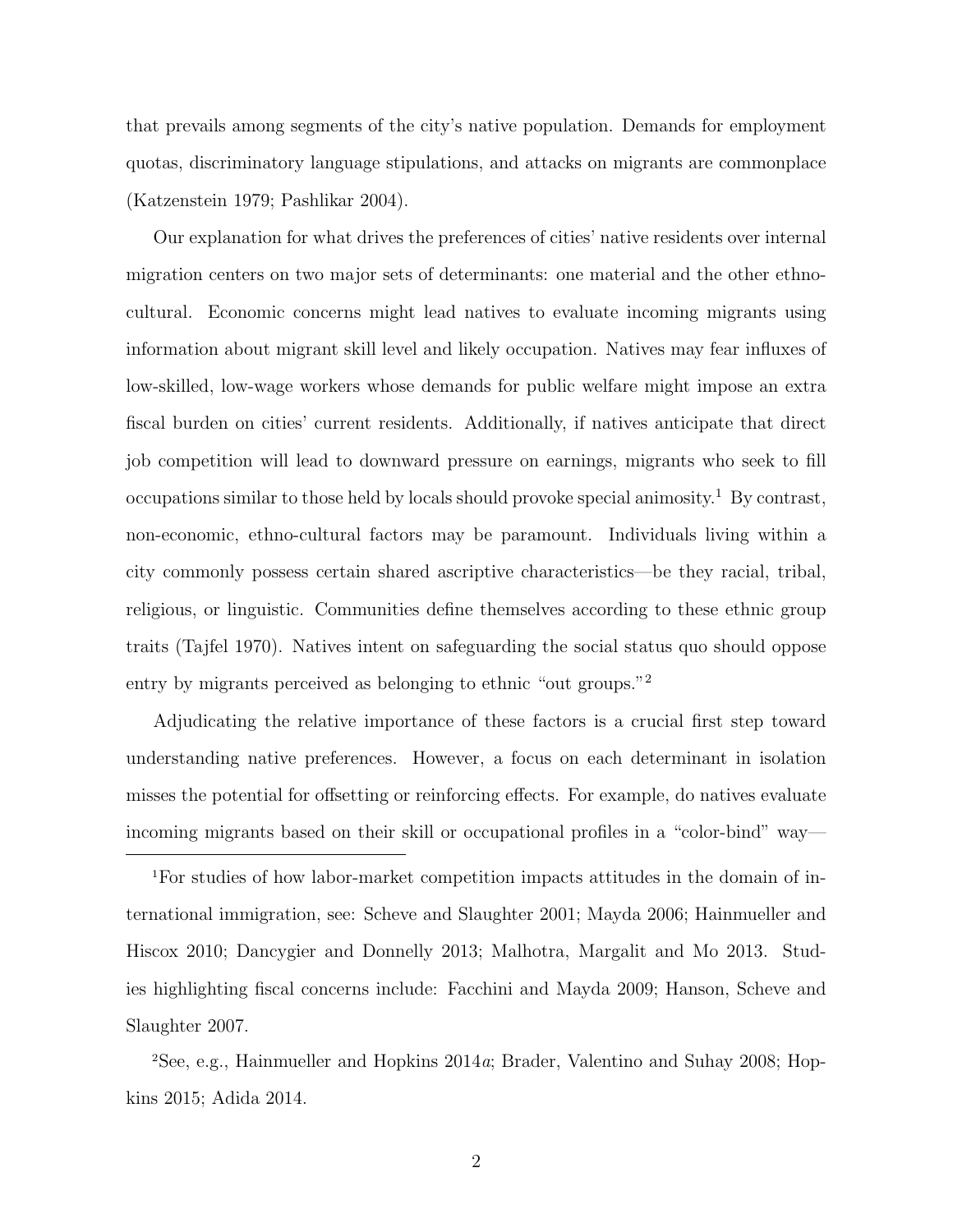that prevails among segments of the city's native population. Demands for employment quotas, discriminatory language stipulations, and attacks on migrants are commonplace (Katzenstein 1979; Pashlikar 2004).

Our explanation for what drives the preferences of cities' native residents over internal migration centers on two major sets of determinants: one material and the other ethno-cultural. Economic concerns might lead natives to evaluate incoming migrants using information about migrant skill level and likely occupation. Natives may fear influxes of low-skilled, low-wage workers whose demands for public welfare might impose an extra fiscal burden on cities' current residents. Additionally, if natives anticipate that direct job competition will lead to downward pressure on earnings, migrants who seek to fill occupations similar to those held by locals should provoke special animosity.[1] By contrast, non-economic, ethno-cultural factors may be paramount. Individuals living within a city commonly possess certain shared ascriptive characteristics—be they racial, tribal, religious, or linguistic. Communities define themselves according to these ethnic group traits (Tajfel 1970). Natives intent on safeguarding the social status quo should oppose entry by migrants perceived as belonging to ethnic "out groups."[2]

Adjudicating the relative importance of these factors is a crucial first step toward understanding native preferences. However, a focus on each determinant in isolation misses the potential for offsetting or reinforcing effects. For example, do natives evaluate incoming migrants based on their skill or occupational profiles in a "color-bind" way—

[1]For studies of how labor-market competition impacts attitudes in the domain of international immigration, see: Scheve and Slaughter 2001; Mayda 2006; Hainmueller and Hiscox 2010; Dancygier and Donnelly 2013; Malhotra, Margalit and Mo 2013. Studies highlighting fiscal concerns include: Facchini and Mayda 2009; Hanson, Scheve and Slaughter 2007.

[2]See, e.g., Hainmueller and Hopkins 2014*a*; Brader, Valentino and Suhay 2008; Hopkins 2015; Adida 2014.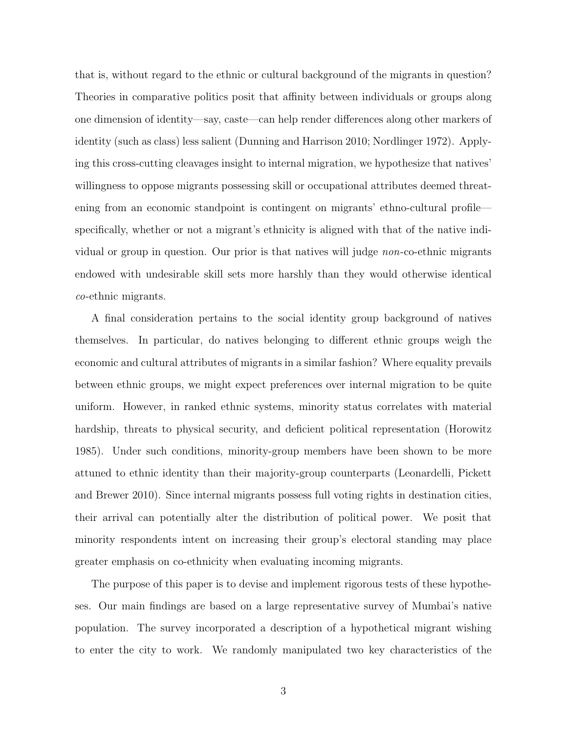that is, without regard to the ethnic or cultural background of the migrants in question? Theories in comparative politics posit that affinity between individuals or groups along one dimension of identity—say, caste—can help render differences along other markers of identity (such as class) less salient (Dunning and Harrison 2010; Nordlinger 1972). Applying this cross-cutting cleavages insight to internal migration, we hypothesize that natives' willingness to oppose migrants possessing skill or occupational attributes deemed threatening from an economic standpoint is contingent on migrants' ethno-cultural profile—specifically, whether or not a migrant's ethnicity is aligned with that of the native individual or group in question. Our prior is that natives will judge *non*-co-ethnic migrants endowed with undesirable skill sets more harshly than they would otherwise identical *co*-ethnic migrants.

A final consideration pertains to the social identity group background of natives themselves. In particular, do natives belonging to different ethnic groups weigh the economic and cultural attributes of migrants in a similar fashion? Where equality prevails between ethnic groups, we might expect preferences over internal migration to be quite uniform. However, in ranked ethnic systems, minority status correlates with material hardship, threats to physical security, and deficient political representation (Horowitz 1985). Under such conditions, minority-group members have been shown to be more attuned to ethnic identity than their majority-group counterparts (Leonardelli, Pickett and Brewer 2010). Since internal migrants possess full voting rights in destination cities, their arrival can potentially alter the distribution of political power. We posit that minority respondents intent on increasing their group's electoral standing may place greater emphasis on co-ethnicity when evaluating incoming migrants.

The purpose of this paper is to devise and implement rigorous tests of these hypotheses. Our main findings are based on a large representative survey of Mumbai's native population. The survey incorporated a description of a hypothetical migrant wishing to enter the city to work. We randomly manipulated two key characteristics of the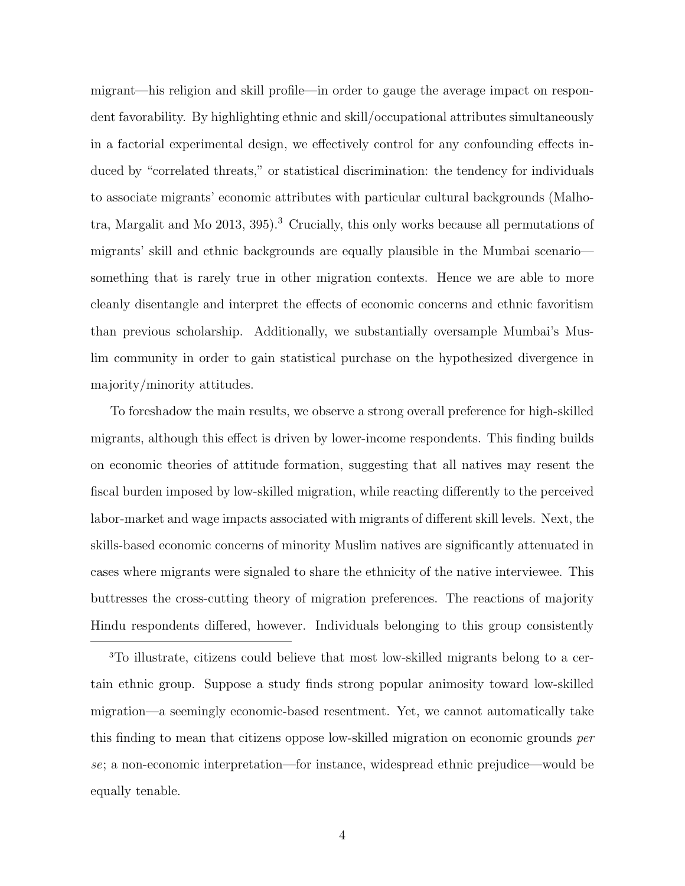migrant—his religion and skill profile—in order to gauge the average impact on respondent favorability. By highlighting ethnic and skill/occupational attributes simultaneously in a factorial experimental design, we effectively control for any confounding effects induced by "correlated threats," or statistical discrimination: the tendency for individuals to associate migrants' economic attributes with particular cultural backgrounds (Malhotra, Margalit and Mo 2013, 395).[3] Crucially, this only works because all permutations of migrants' skill and ethnic backgrounds are equally plausible in the Mumbai scenario—something that is rarely true in other migration contexts. Hence we are able to more cleanly disentangle and interpret the effects of economic concerns and ethnic favoritism than previous scholarship. Additionally, we substantially oversample Mumbai's Muslim community in order to gain statistical purchase on the hypothesized divergence in majority/minority attitudes.

To foreshadow the main results, we observe a strong overall preference for high-skilled migrants, although this effect is driven by lower-income respondents. This finding builds on economic theories of attitude formation, suggesting that all natives may resent the fiscal burden imposed by low-skilled migration, while reacting differently to the perceived labor-market and wage impacts associated with migrants of different skill levels. Next, the skills-based economic concerns of minority Muslim natives are significantly attenuated in cases where migrants were signaled to share the ethnicity of the native interviewee. This buttresses the cross-cutting theory of migration preferences. The reactions of majority Hindu respondents differed, however. Individuals belonging to this group consistently

[3]To illustrate, citizens could believe that most low-skilled migrants belong to a certain ethnic group. Suppose a study finds strong popular animosity toward low-skilled migration—a seemingly economic-based resentment. Yet, we cannot automatically take this finding to mean that citizens oppose low-skilled migration on economic grounds *per se*; a non-economic interpretation—for instance, widespread ethnic prejudice—would be equally tenable.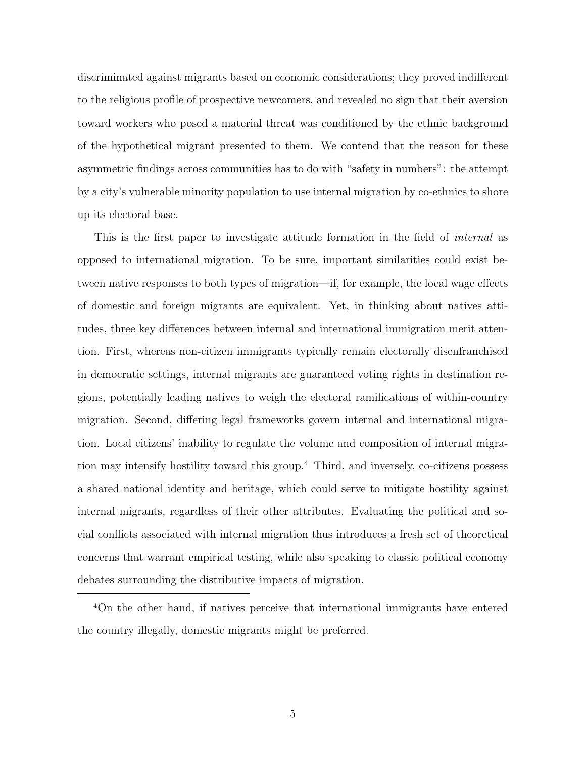discriminated against migrants based on economic considerations; they proved indifferent to the religious profile of prospective newcomers, and revealed no sign that their aversion toward workers who posed a material threat was conditioned by the ethnic background of the hypothetical migrant presented to them. We contend that the reason for these asymmetric findings across communities has to do with "safety in numbers": the attempt by a city's vulnerable minority population to use internal migration by co-ethnics to shore up its electoral base.

This is the first paper to investigate attitude formation in the field of *internal* as opposed to international migration. To be sure, important similarities could exist between native responses to both types of migration—if, for example, the local wage effects of domestic and foreign migrants are equivalent. Yet, in thinking about natives attitudes, three key differences between internal and international immigration merit attention. First, whereas non-citizen immigrants typically remain electorally disenfranchised in democratic settings, internal migrants are guaranteed voting rights in destination regions, potentially leading natives to weigh the electoral ramifications of within-country migration. Second, differing legal frameworks govern internal and international migration. Local citizens' inability to regulate the volume and composition of internal migration may intensify hostility toward this group.[4] Third, and inversely, co-citizens possess a shared national identity and heritage, which could serve to mitigate hostility against internal migrants, regardless of their other attributes. Evaluating the political and social conflicts associated with internal migration thus introduces a fresh set of theoretical concerns that warrant empirical testing, while also speaking to classic political economy debates surrounding the distributive impacts of migration.

[4]On the other hand, if natives perceive that international immigrants have entered the country illegally, domestic migrants might be preferred.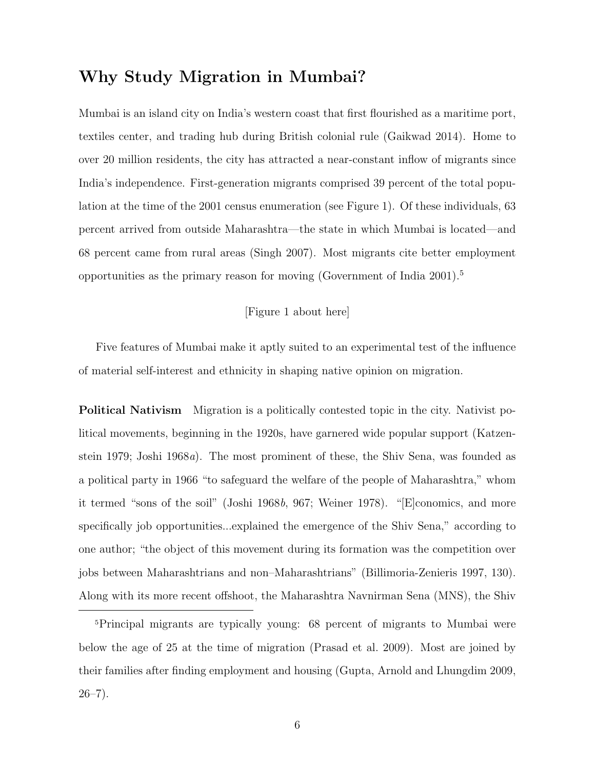## Why Study Migration in Mumbai?

Mumbai is an island city on India's western coast that first flourished as a maritime port, textiles center, and trading hub during British colonial rule (Gaikwad 2014). Home to over 20 million residents, the city has attracted a near-constant inflow of migrants since India's independence. First-generation migrants comprised 39 percent of the total population at the time of the 2001 census enumeration (see Figure 1). Of these individuals, 63 percent arrived from outside Maharashtra—the state in which Mumbai is located—and 68 percent came from rural areas (Singh 2007). Most migrants cite better employment opportunities as the primary reason for moving (Government of India 2001).[5]

[Figure 1 about here]

Five features of Mumbai make it aptly suited to an experimental test of the influence of material self-interest and ethnicity in shaping native opinion on migration.

**Political Nativism** Migration is a politically contested topic in the city. Nativist political movements, beginning in the 1920s, have garnered wide popular support (Katzenstein 1979; Joshi 1968*a*). The most prominent of these, the Shiv Sena, was founded as a political party in 1966 "to safeguard the welfare of the people of Maharashtra," whom it termed "sons of the soil" (Joshi 1968*b*, 967; Weiner 1978). "[E]conomics, and more specifically job opportunities...explained the emergence of the Shiv Sena," according to one author; "the object of this movement during its formation was the competition over jobs between Maharashtrians and non–Maharashtrians" (Billimoria-Zenieris 1997, 130). Along with its more recent offshoot, the Maharashtra Navnirman Sena (MNS), the Shiv

[5] Principal migrants are typically young: 68 percent of migrants to Mumbai were below the age of 25 at the time of migration (Prasad et al. 2009). Most are joined by their families after finding employment and housing (Gupta, Arnold and Lhungdim 2009, 26–7).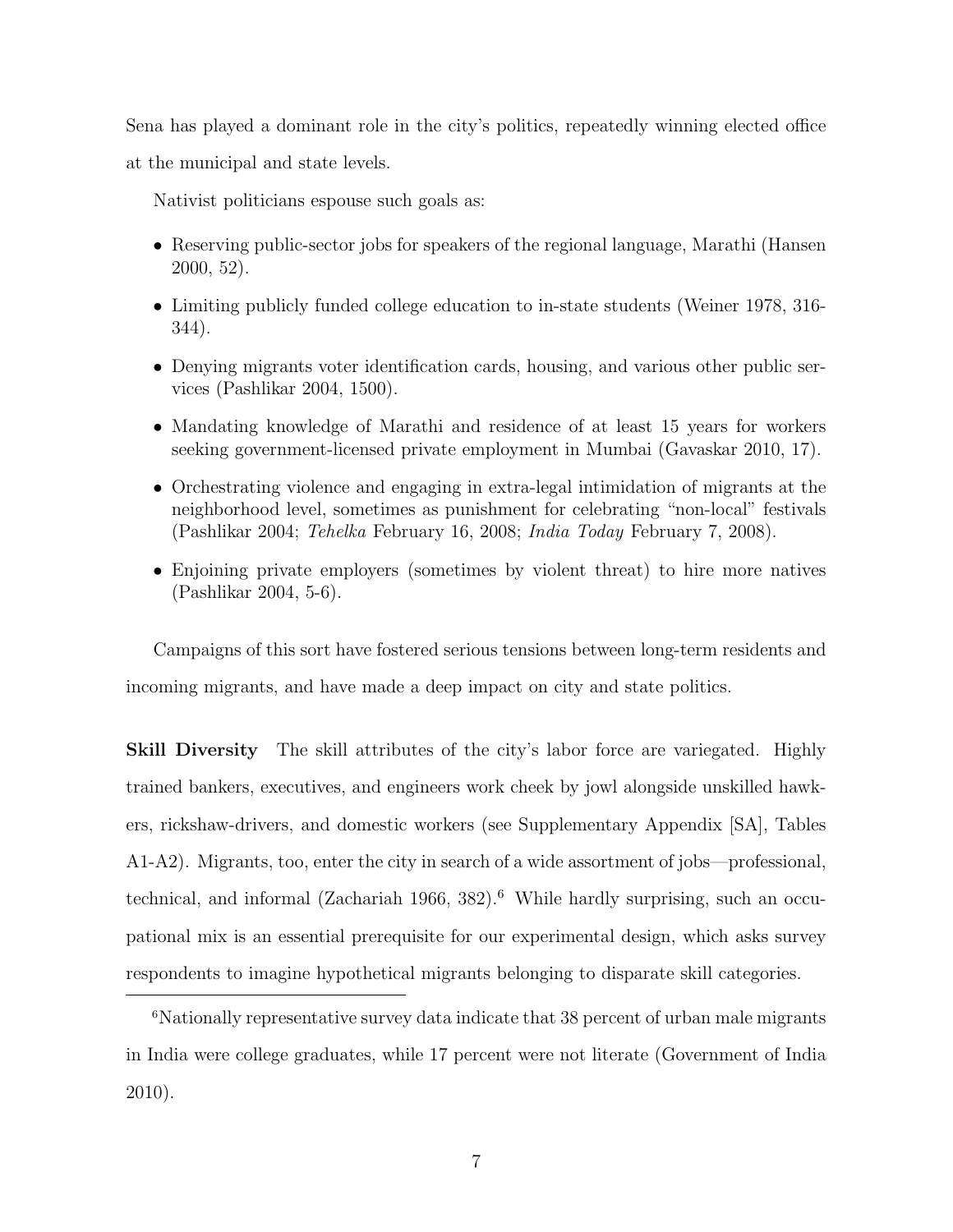Sena has played a dominant role in the city's politics, repeatedly winning elected office at the municipal and state levels.

Nativist politicians espouse such goals as:

- Reserving public-sector jobs for speakers of the regional language, Marathi (Hansen 2000, 52).
- Limiting publicly funded college education to in-state students (Weiner 1978, 316-344).
- Denying migrants voter identification cards, housing, and various other public services (Pashlikar 2004, 1500).
- Mandating knowledge of Marathi and residence of at least 15 years for workers seeking government-licensed private employment in Mumbai (Gavaskar 2010, 17).
- Orchestrating violence and engaging in extra-legal intimidation of migrants at the neighborhood level, sometimes as punishment for celebrating "non-local" festivals (Pashlikar 2004; *Tehelka* February 16, 2008; *India Today* February 7, 2008).
- Enjoining private employers (sometimes by violent threat) to hire more natives (Pashlikar 2004, 5-6).

Campaigns of this sort have fostered serious tensions between long-term residents and incoming migrants, and have made a deep impact on city and state politics.

**Skill Diversity** The skill attributes of the city's labor force are variegated. Highly trained bankers, executives, and engineers work cheek by jowl alongside unskilled hawkers, rickshaw-drivers, and domestic workers (see Supplementary Appendix [SA], Tables A1-A2). Migrants, too, enter the city in search of a wide assortment of jobs—professional, technical, and informal (Zachariah 1966, 382).[6] While hardly surprising, such an occupational mix is an essential prerequisite for our experimental design, which asks survey respondents to imagine hypothetical migrants belonging to disparate skill categories.

[6] Nationally representative survey data indicate that 38 percent of urban male migrants in India were college graduates, while 17 percent were not literate (Government of India 2010).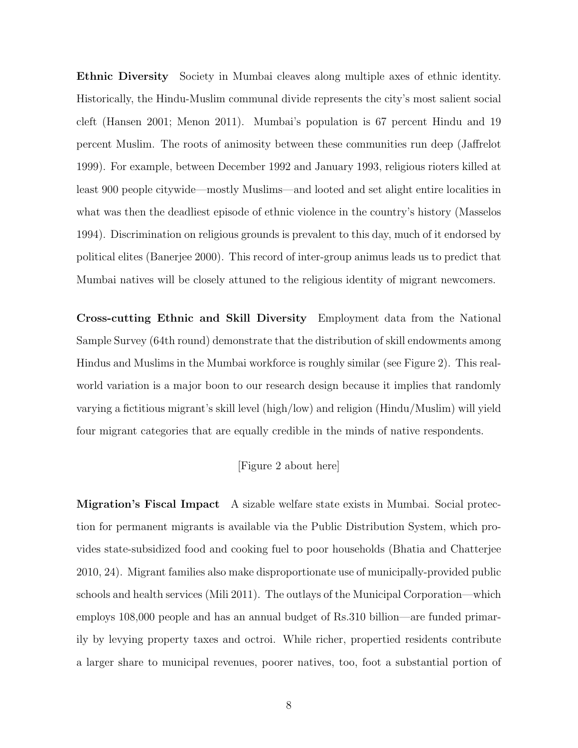**Ethnic Diversity** Society in Mumbai cleaves along multiple axes of ethnic identity. Historically, the Hindu-Muslim communal divide represents the city's most salient social cleft (Hansen 2001; Menon 2011). Mumbai's population is 67 percent Hindu and 19 percent Muslim. The roots of animosity between these communities run deep (Jaffrelot 1999). For example, between December 1992 and January 1993, religious rioters killed at least 900 people citywide—mostly Muslims—and looted and set alight entire localities in what was then the deadliest episode of ethnic violence in the country's history (Masselos 1994). Discrimination on religious grounds is prevalent to this day, much of it endorsed by political elites (Banerjee 2000). This record of inter-group animus leads us to predict that Mumbai natives will be closely attuned to the religious identity of migrant newcomers.

**Cross-cutting Ethnic and Skill Diversity** Employment data from the National Sample Survey (64th round) demonstrate that the distribution of skill endowments among Hindus and Muslims in the Mumbai workforce is roughly similar (see Figure 2). This real-world variation is a major boon to our research design because it implies that randomly varying a fictitious migrant's skill level (high/low) and religion (Hindu/Muslim) will yield four migrant categories that are equally credible in the minds of native respondents.

[Figure 2 about here]

**Migration's Fiscal Impact** A sizable welfare state exists in Mumbai. Social protection for permanent migrants is available via the Public Distribution System, which provides state-subsidized food and cooking fuel to poor households (Bhatia and Chatterjee 2010, 24). Migrant families also make disproportionate use of municipally-provided public schools and health services (Mili 2011). The outlays of the Municipal Corporation—which employs 108,000 people and has an annual budget of Rs.310 billion—are funded primarily by levying property taxes and octroi. While richer, propertied residents contribute a larger share to municipal revenues, poorer natives, too, foot a substantial portion of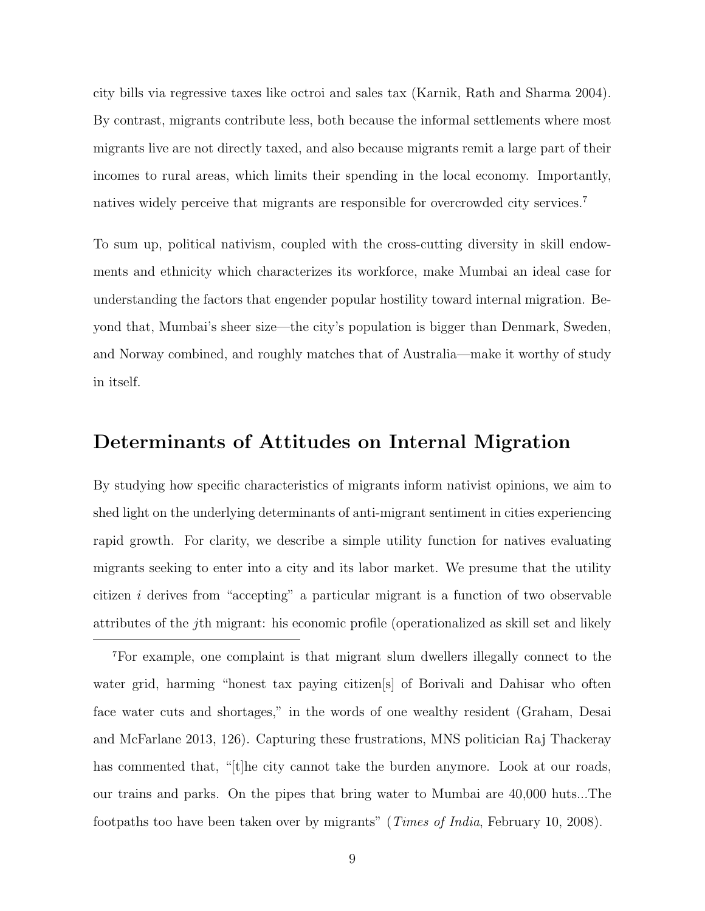city bills via regressive taxes like octroi and sales tax (Karnik, Rath and Sharma 2004). By contrast, migrants contribute less, both because the informal settlements where most migrants live are not directly taxed, and also because migrants remit a large part of their incomes to rural areas, which limits their spending in the local economy. Importantly, natives widely perceive that migrants are responsible for overcrowded city services.[7]

To sum up, political nativism, coupled with the cross-cutting diversity in skill endowments and ethnicity which characterizes its workforce, make Mumbai an ideal case for understanding the factors that engender popular hostility toward internal migration. Beyond that, Mumbai's sheer size—the city's population is bigger than Denmark, Sweden, and Norway combined, and roughly matches that of Australia—make it worthy of study in itself.

## Determinants of Attitudes on Internal Migration

By studying how specific characteristics of migrants inform nativist opinions, we aim to shed light on the underlying determinants of anti-migrant sentiment in cities experiencing rapid growth. For clarity, we describe a simple utility function for natives evaluating migrants seeking to enter into a city and its labor market. We presume that the utility citizen $i$ derives from "accepting" a particular migrant is a function of two observable attributes of the $j$th migrant: his economic profile (operationalized as skill set and likely

[7] For example, one complaint is that migrant slum dwellers illegally connect to the water grid, harming "honest tax paying citizen[s] of Borivali and Dahisar who often face water cuts and shortages," in the words of one wealthy resident (Graham, Desai and McFarlane 2013, 126). Capturing these frustrations, MNS politician Raj Thackeray has commented that, "[t]he city cannot take the burden anymore. Look at our roads, our trains and parks. On the pipes that bring water to Mumbai are 40,000 huts...The footpaths too have been taken over by migrants" (*Times of India*, February 10, 2008).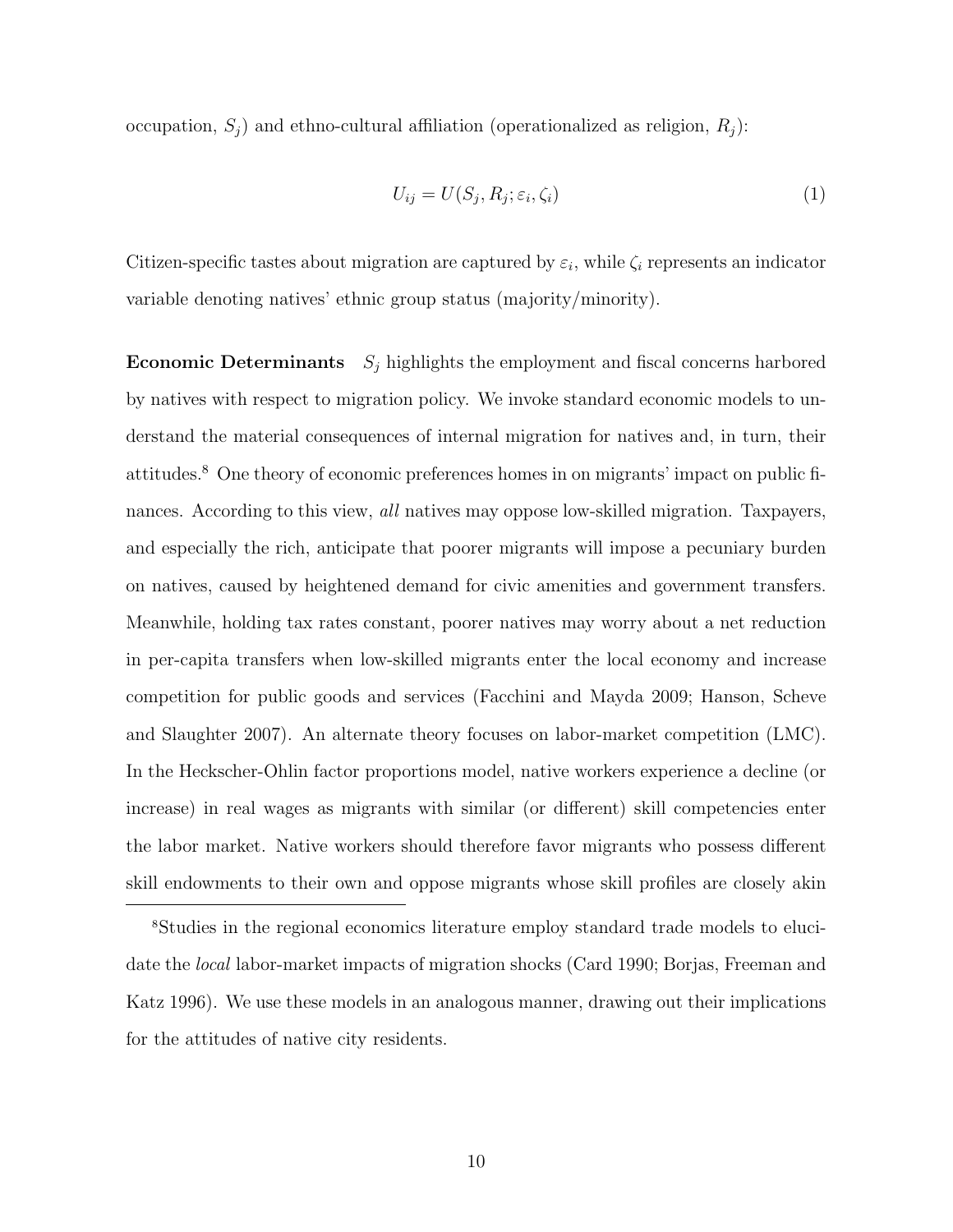occupation, $S_j$) and ethno-cultural affiliation (operationalized as religion, $R_j$):

$$U_{ij} = U(S_j, R_j; \varepsilon_i, \zeta_i) \tag{1}$$

Citizen-specific tastes about migration are captured by $\varepsilon_i$, while $\zeta_i$ represents an indicator variable denoting natives' ethnic group status (majority/minority).

**Economic Determinants** $S_j$ highlights the employment and fiscal concerns harbored by natives with respect to migration policy. We invoke standard economic models to understand the material consequences of internal migration for natives and, in turn, their attitudes.[8] One theory of economic preferences homes in on migrants' impact on public finances. According to this view, *all* natives may oppose low-skilled migration. Taxpayers, and especially the rich, anticipate that poorer migrants will impose a pecuniary burden on natives, caused by heightened demand for civic amenities and government transfers. Meanwhile, holding tax rates constant, poorer natives may worry about a net reduction in per-capita transfers when low-skilled migrants enter the local economy and increase competition for public goods and services (Facchini and Mayda 2009; Hanson, Scheve and Slaughter 2007). An alternate theory focuses on labor-market competition (LMC). In the Heckscher-Ohlin factor proportions model, native workers experience a decline (or increase) in real wages as migrants with similar (or different) skill competencies enter the labor market. Native workers should therefore favor migrants who possess different skill endowments to their own and oppose migrants whose skill profiles are closely akin

[8] Studies in the regional economics literature employ standard trade models to elucidate the *local* labor-market impacts of migration shocks (Card 1990; Borjas, Freeman and Katz 1996). We use these models in an analogous manner, drawing out their implications for the attitudes of native city residents.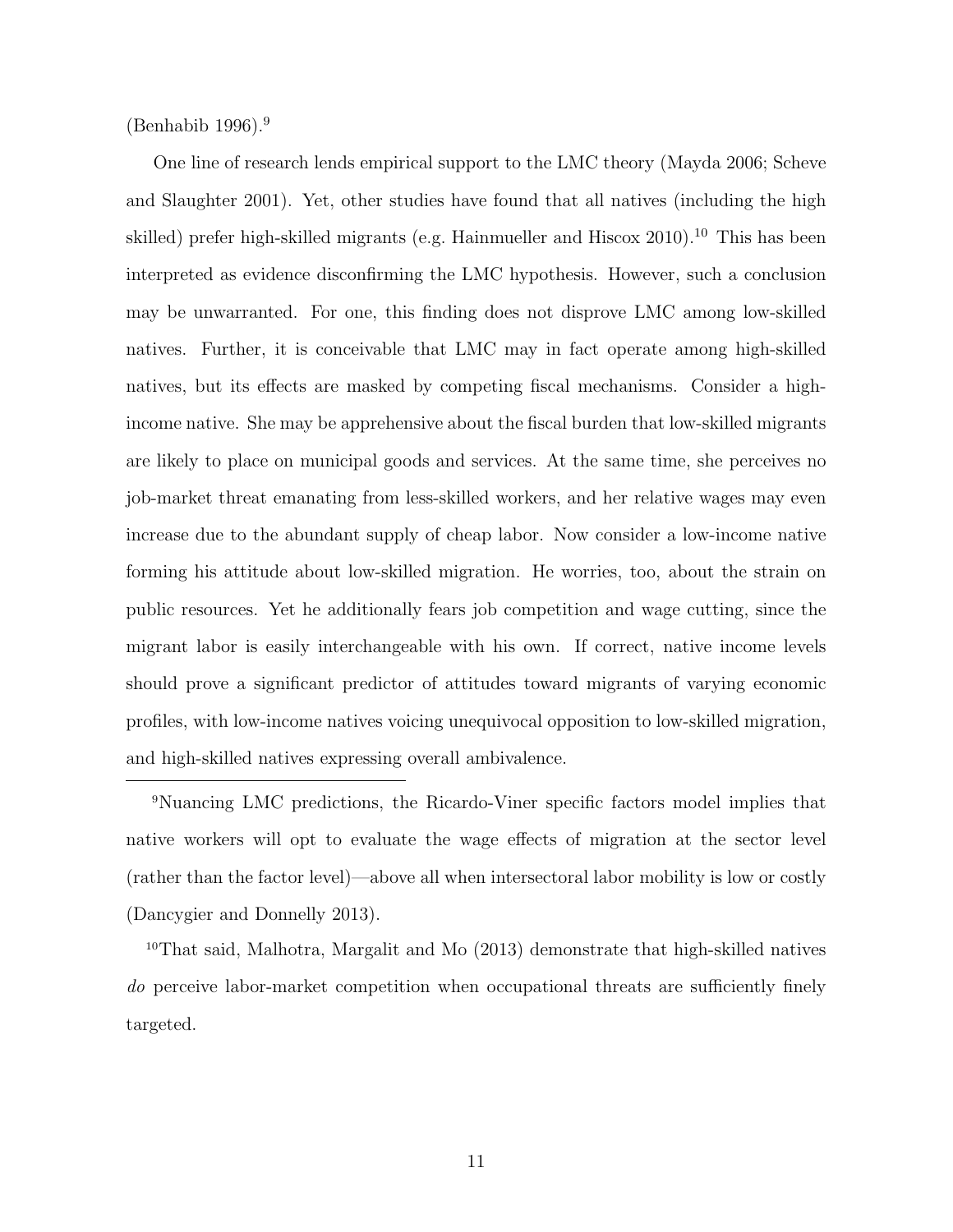(Benhabib 1996).[9]

One line of research lends empirical support to the LMC theory (Mayda 2006; Scheve and Slaughter 2001). Yet, other studies have found that all natives (including the high skilled) prefer high-skilled migrants (e.g. Hainmueller and Hiscox 2010).[10] This has been interpreted as evidence disconfirming the LMC hypothesis. However, such a conclusion may be unwarranted. For one, this finding does not disprove LMC among low-skilled natives. Further, it is conceivable that LMC may in fact operate among high-skilled natives, but its effects are masked by competing fiscal mechanisms. Consider a high-income native. She may be apprehensive about the fiscal burden that low-skilled migrants are likely to place on municipal goods and services. At the same time, she perceives no job-market threat emanating from less-skilled workers, and her relative wages may even increase due to the abundant supply of cheap labor. Now consider a low-income native forming his attitude about low-skilled migration. He worries, too, about the strain on public resources. Yet he additionally fears job competition and wage cutting, since the migrant labor is easily interchangeable with his own. If correct, native income levels should prove a significant predictor of attitudes toward migrants of varying economic profiles, with low-income natives voicing unequivocal opposition to low-skilled migration, and high-skilled natives expressing overall ambivalence.

[9]Nuancing LMC predictions, the Ricardo-Viner specific factors model implies that native workers will opt to evaluate the wage effects of migration at the sector level (rather than the factor level)—above all when intersectoral labor mobility is low or costly (Dancygier and Donnelly 2013).

[10]That said, Malhotra, Margalit and Mo (2013) demonstrate that high-skilled natives *do* perceive labor-market competition when occupational threats are sufficiently finely targeted.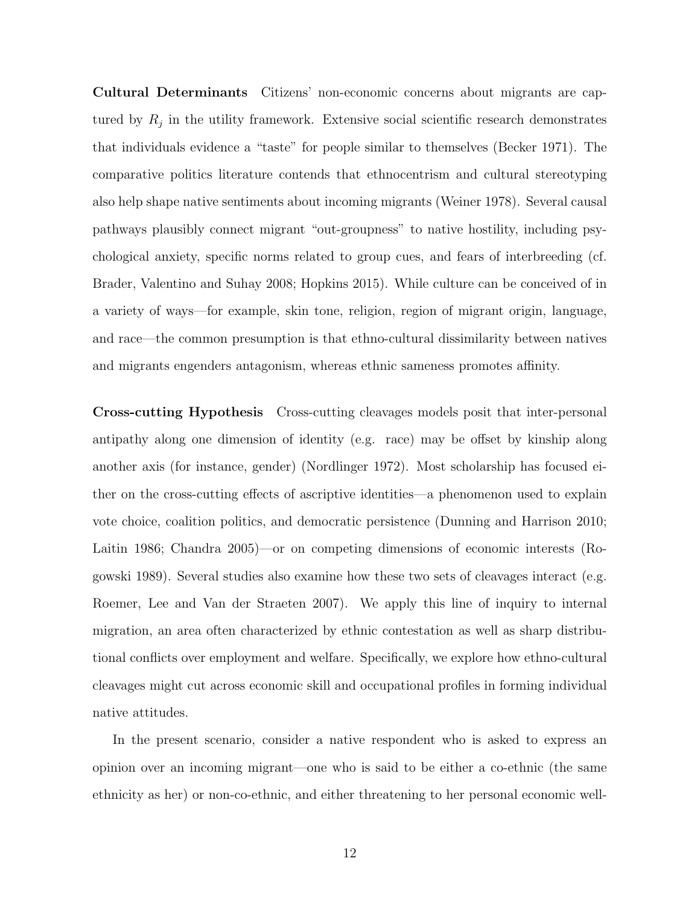**Cultural Determinants** Citizens' non-economic concerns about migrants are captured by $R_j$ in the utility framework. Extensive social scientific research demonstrates that individuals evidence a "taste" for people similar to themselves (Becker 1971). The comparative politics literature contends that ethnocentrism and cultural stereotyping also help shape native sentiments about incoming migrants (Weiner 1978). Several causal pathways plausibly connect migrant "out-groupness" to native hostility, including psychological anxiety, specific norms related to group cues, and fears of interbreeding (cf. Brader, Valentino and Suhay 2008; Hopkins 2015). While culture can be conceived of in a variety of ways—for example, skin tone, religion, region of migrant origin, language, and race—the common presumption is that ethno-cultural dissimilarity between natives and migrants engenders antagonism, whereas ethnic sameness promotes affinity.

**Cross-cutting Hypothesis** Cross-cutting cleavages models posit that inter-personal antipathy along one dimension of identity (e.g. race) may be offset by kinship along another axis (for instance, gender) (Nordlinger 1972). Most scholarship has focused either on the cross-cutting effects of ascriptive identities—a phenomenon used to explain vote choice, coalition politics, and democratic persistence (Dunning and Harrison 2010; Laitin 1986; Chandra 2005)—or on competing dimensions of economic interests (Rogowski 1989). Several studies also examine how these two sets of cleavages interact (e.g. Roemer, Lee and Van der Straeten 2007). We apply this line of inquiry to internal migration, an area often characterized by ethnic contestation as well as sharp distributional conflicts over employment and welfare. Specifically, we explore how ethno-cultural cleavages might cut across economic skill and occupational profiles in forming individual native attitudes.

In the present scenario, consider a native respondent who is asked to express an opinion over an incoming migrant—one who is said to be either a co-ethnic (the same ethnicity as her) or non-co-ethnic, and either threatening to her personal economic well-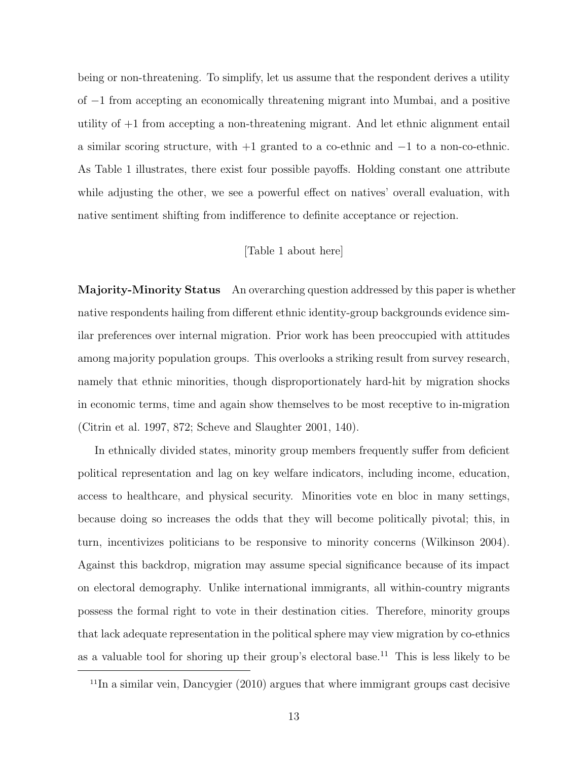being or non-threatening. To simplify, let us assume that the respondent derives a utility of $-1$ from accepting an economically threatening migrant into Mumbai, and a positive utility of $+1$ from accepting a non-threatening migrant. And let ethnic alignment entail a similar scoring structure, with $+1$ granted to a co-ethnic and $-1$ to a non-co-ethnic. As Table 1 illustrates, there exist four possible payoffs. Holding constant one attribute while adjusting the other, we see a powerful effect on natives' overall evaluation, with native sentiment shifting from indifference to definite acceptance or rejection.

[Table 1 about here]

**Majority-Minority Status** An overarching question addressed by this paper is whether native respondents hailing from different ethnic identity-group backgrounds evidence similar preferences over internal migration. Prior work has been preoccupied with attitudes among majority population groups. This overlooks a striking result from survey research, namely that ethnic minorities, though disproportionately hard-hit by migration shocks in economic terms, time and again show themselves to be most receptive to in-migration (Citrin et al. 1997, 872; Scheve and Slaughter 2001, 140).

In ethnically divided states, minority group members frequently suffer from deficient political representation and lag on key welfare indicators, including income, education, access to healthcare, and physical security. Minorities vote en bloc in many settings, because doing so increases the odds that they will become politically pivotal; this, in turn, incentivizes politicians to be responsive to minority concerns (Wilkinson 2004). Against this backdrop, migration may assume special significance because of its impact on electoral demography. Unlike international immigrants, all within-country migrants possess the formal right to vote in their destination cities. Therefore, minority groups that lack adequate representation in the political sphere may view migration by co-ethnics as a valuable tool for shoring up their group's electoral base.[11] This is less likely to be

[11] In a similar vein, Dancygier (2010) argues that where immigrant groups cast decisive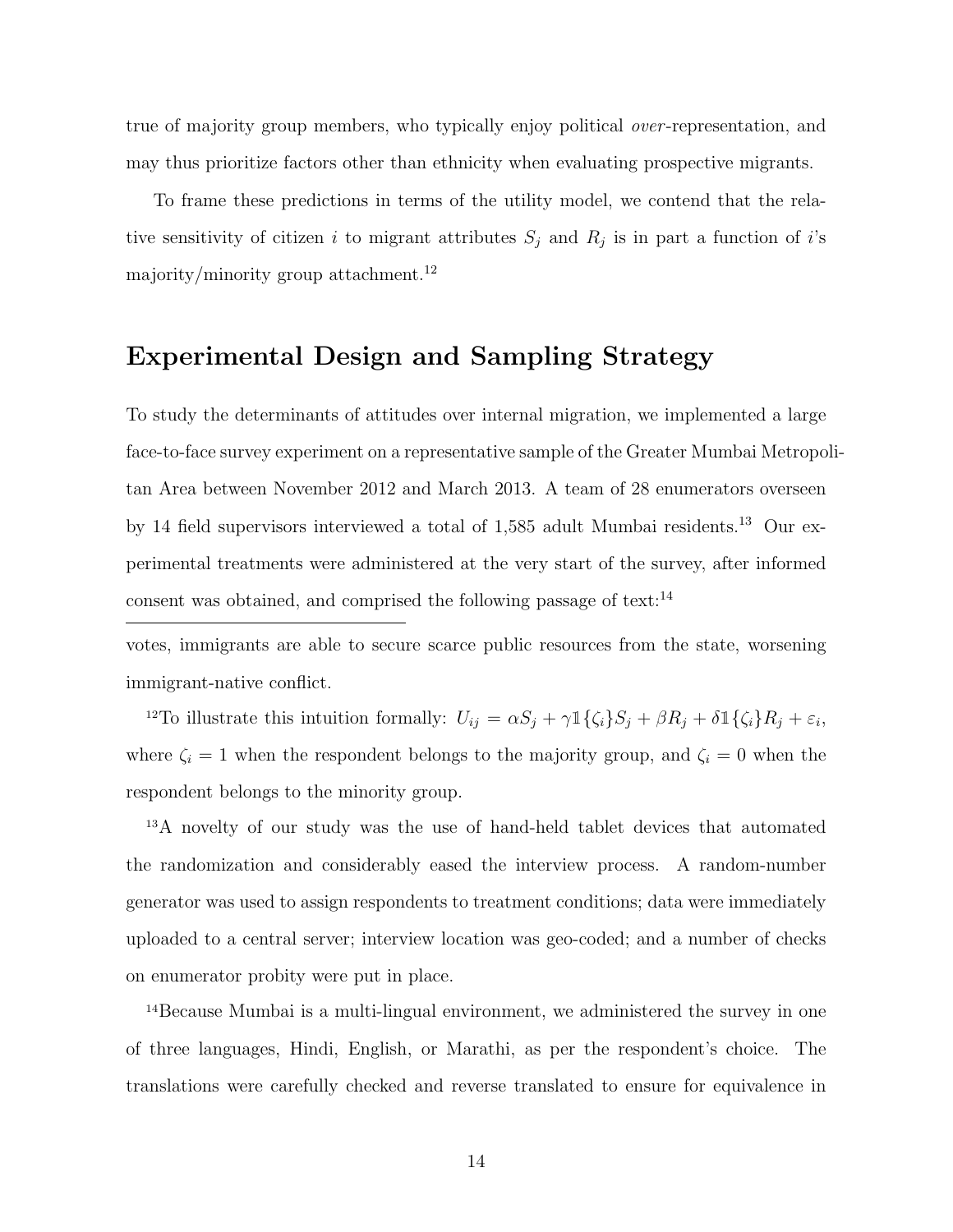true of majority group members, who typically enjoy political *over*-representation, and may thus prioritize factors other than ethnicity when evaluating prospective migrants.

To frame these predictions in terms of the utility model, we contend that the relative sensitivity of citizen $i$ to migrant attributes $S_j$ and $R_j$ is in part a function of $i$'s majority/minority group attachment.[12]

## Experimental Design and Sampling Strategy

To study the determinants of attitudes over internal migration, we implemented a large face-to-face survey experiment on a representative sample of the Greater Mumbai Metropolitan Area between November 2012 and March 2013. A team of 28 enumerators overseen by 14 field supervisors interviewed a total of 1,585 adult Mumbai residents.[13] Our experimental treatments were administered at the very start of the survey, after informed consent was obtained, and comprised the following passage of text:[14]

---

votes, immigrants are able to secure scarce public resources from the state, worsening immigrant-native conflict.

[12]To illustrate this intuition formally: $U_{ij} = \alpha S_j + \gamma \mathbb{1}\{\zeta_i\} S_j + \beta R_j + \delta \mathbb{1}\{\zeta_i\} R_j + \varepsilon_i$, where $\zeta_i = 1$ when the respondent belongs to the majority group, and $\zeta_i = 0$ when the respondent belongs to the minority group.

[13]A novelty of our study was the use of hand-held tablet devices that automated the randomization and considerably eased the interview process. A random-number generator was used to assign respondents to treatment conditions; data were immediately uploaded to a central server; interview location was geo-coded; and a number of checks on enumerator probity were put in place.

[14]Because Mumbai is a multi-lingual environment, we administered the survey in one of three languages, Hindi, English, or Marathi, as per the respondent's choice. The translations were carefully checked and reverse translated to ensure for equivalence in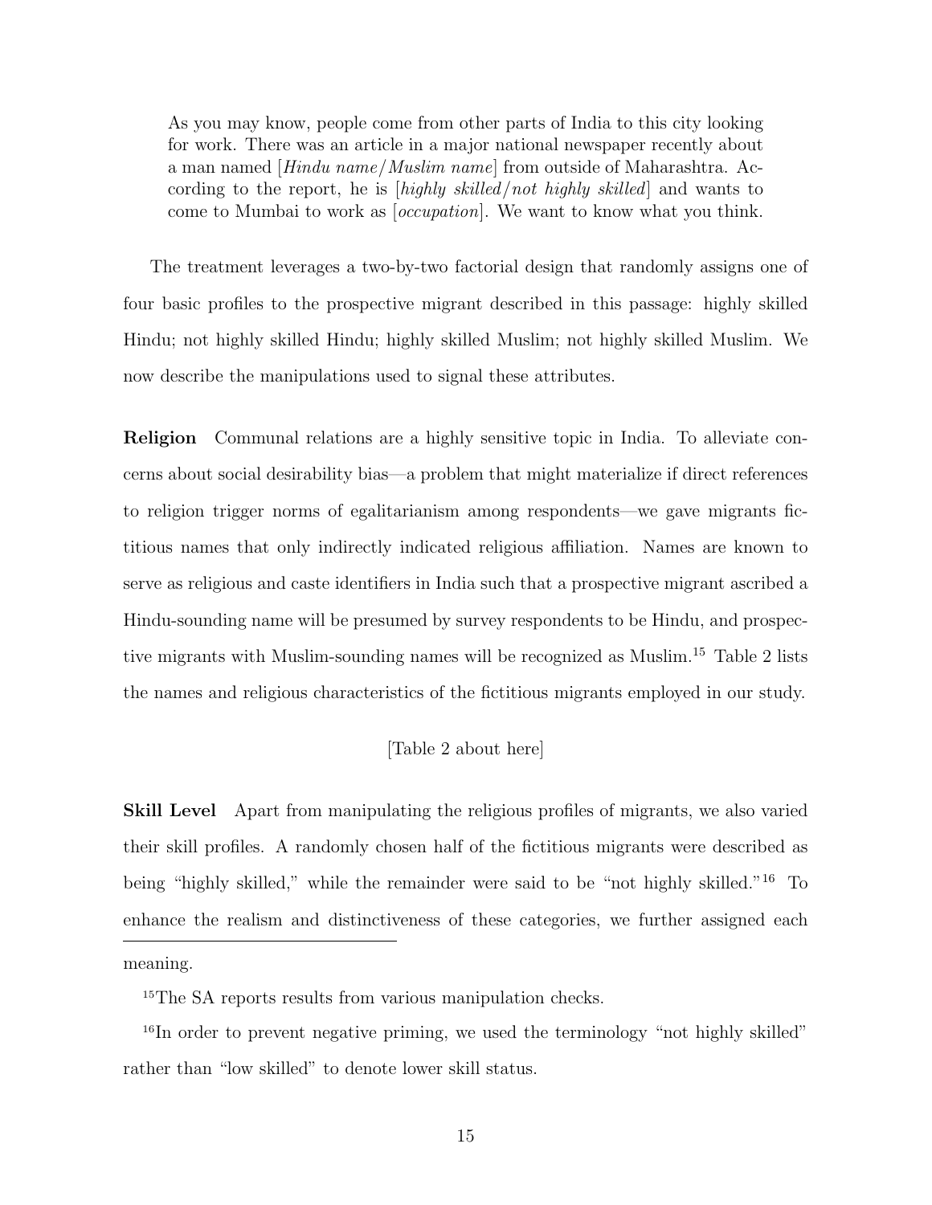> As you may know, people come from other parts of India to this city looking for work. There was an article in a major national newspaper recently about a man named [*Hindu name*/*Muslim name*] from outside of Maharashtra. According to the report, he is [*highly skilled*/*not highly skilled*] and wants to come to Mumbai to work as [*occupation*]. We want to know what you think.

The treatment leverages a two-by-two factorial design that randomly assigns one of four basic profiles to the prospective migrant described in this passage: highly skilled Hindu; not highly skilled Hindu; highly skilled Muslim; not highly skilled Muslim. We now describe the manipulations used to signal these attributes.

**Religion** Communal relations are a highly sensitive topic in India. To alleviate concerns about social desirability bias—a problem that might materialize if direct references to religion trigger norms of egalitarianism among respondents—we gave migrants fictitious names that only indirectly indicated religious affiliation. Names are known to serve as religious and caste identifiers in India such that a prospective migrant ascribed a Hindu-sounding name will be presumed by survey respondents to be Hindu, and prospective migrants with Muslim-sounding names will be recognized as Muslim.[15] Table 2 lists the names and religious characteristics of the fictitious migrants employed in our study.

[Table 2 about here]

**Skill Level** Apart from manipulating the religious profiles of migrants, we also varied their skill profiles. A randomly chosen half of the fictitious migrants were described as being "highly skilled," while the remainder were said to be "not highly skilled."[16] To enhance the realism and distinctiveness of these categories, we further assigned each

meaning.

[15] The SA reports results from various manipulation checks.

[16] In order to prevent negative priming, we used the terminology "not highly skilled" rather than "low skilled" to denote lower skill status.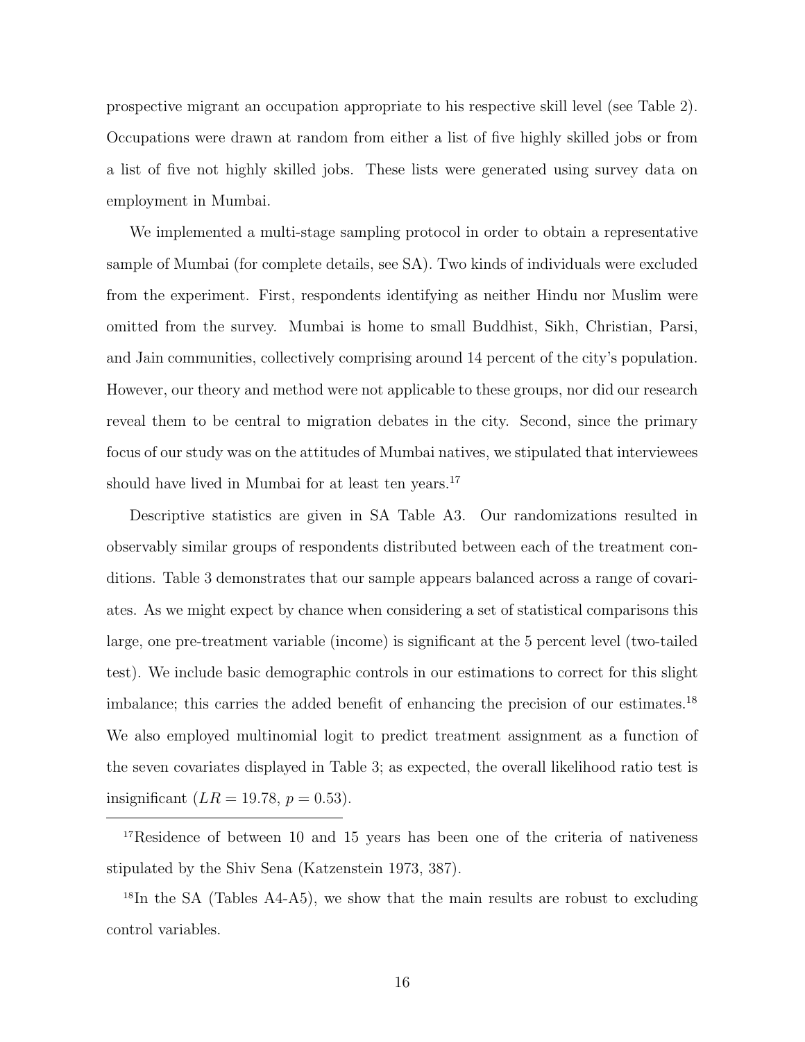prospective migrant an occupation appropriate to his respective skill level (see Table 2). Occupations were drawn at random from either a list of five highly skilled jobs or from a list of five not highly skilled jobs. These lists were generated using survey data on employment in Mumbai.

We implemented a multi-stage sampling protocol in order to obtain a representative sample of Mumbai (for complete details, see SA). Two kinds of individuals were excluded from the experiment. First, respondents identifying as neither Hindu nor Muslim were omitted from the survey. Mumbai is home to small Buddhist, Sikh, Christian, Parsi, and Jain communities, collectively comprising around 14 percent of the city's population. However, our theory and method were not applicable to these groups, nor did our research reveal them to be central to migration debates in the city. Second, since the primary focus of our study was on the attitudes of Mumbai natives, we stipulated that interviewees should have lived in Mumbai for at least ten years.[17]

Descriptive statistics are given in SA Table A3. Our randomizations resulted in observably similar groups of respondents distributed between each of the treatment conditions. Table 3 demonstrates that our sample appears balanced across a range of covariates. As we might expect by chance when considering a set of statistical comparisons this large, one pre-treatment variable (income) is significant at the 5 percent level (two-tailed test). We include basic demographic controls in our estimations to correct for this slight imbalance; this carries the added benefit of enhancing the precision of our estimates.[18] We also employed multinomial logit to predict treatment assignment as a function of the seven covariates displayed in Table 3; as expected, the overall likelihood ratio test is insignificant ($LR = 19.78$, $p = 0.53$).

[17] Residence of between 10 and 15 years has been one of the criteria of nativeness stipulated by the Shiv Sena (Katzenstein 1973, 387).

[18] In the SA (Tables A4-A5), we show that the main results are robust to excluding control variables.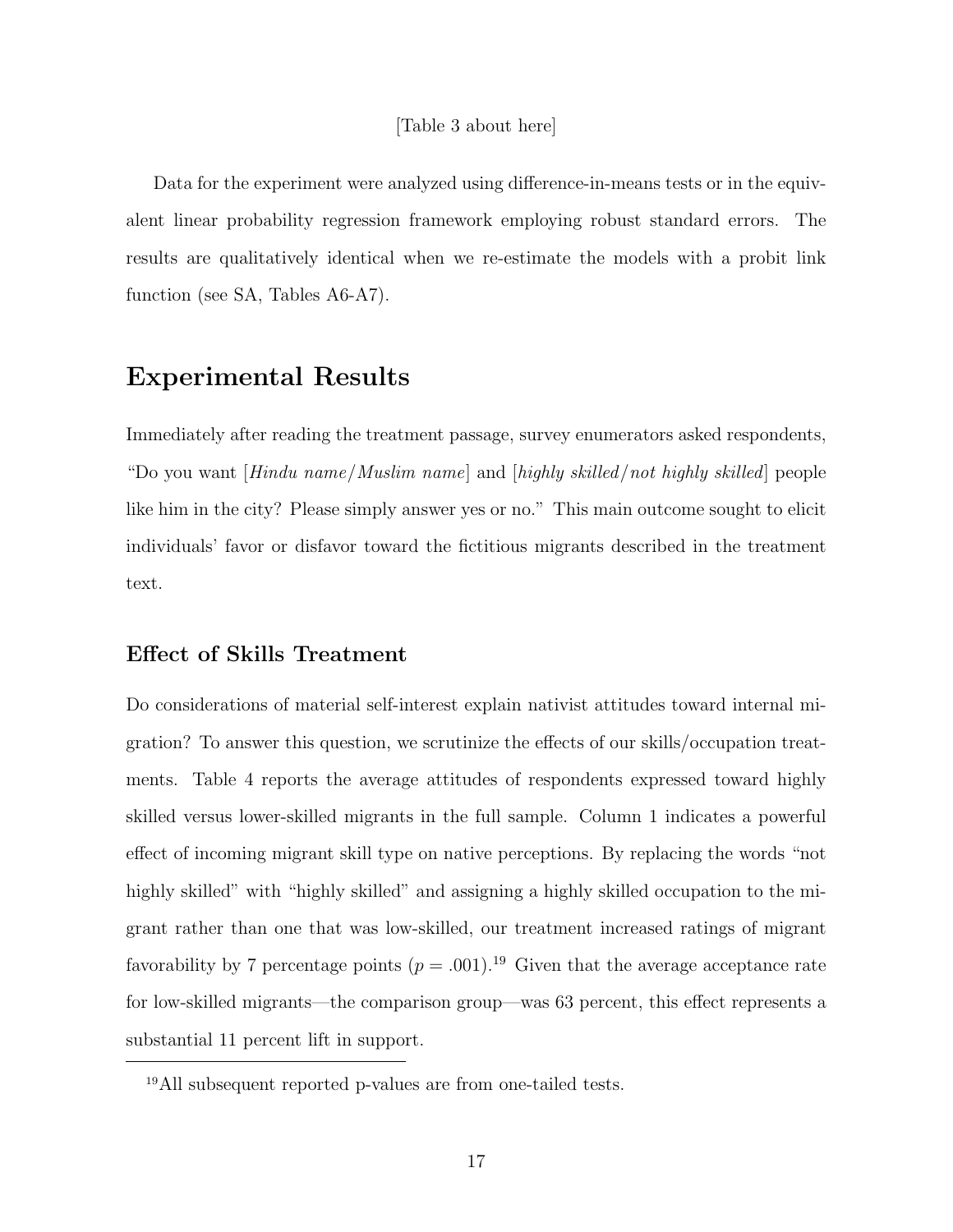[Table 3 about here]

Data for the experiment were analyzed using difference-in-means tests or in the equivalent linear probability regression framework employing robust standard errors. The results are qualitatively identical when we re-estimate the models with a probit link function (see SA, Tables A6-A7).

# Experimental Results

Immediately after reading the treatment passage, survey enumerators asked respondents, "Do you want [*Hindu name/Muslim name*] and [*highly skilled/not highly skilled*] people like him in the city? Please simply answer yes or no." This main outcome sought to elicit individuals' favor or disfavor toward the fictitious migrants described in the treatment text.

## Effect of Skills Treatment

Do considerations of material self-interest explain nativist attitudes toward internal migration? To answer this question, we scrutinize the effects of our skills/occupation treatments. Table 4 reports the average attitudes of respondents expressed toward highly skilled versus lower-skilled migrants in the full sample. Column 1 indicates a powerful effect of incoming migrant skill type on native perceptions. By replacing the words "not highly skilled" with "highly skilled" and assigning a highly skilled occupation to the migrant rather than one that was low-skilled, our treatment increased ratings of migrant favorability by 7 percentage points ($p = .001$).[19] Given that the average acceptance rate for low-skilled migrants—the comparison group—was 63 percent, this effect represents a substantial 11 percent lift in support.

[19]All subsequent reported p-values are from one-tailed tests.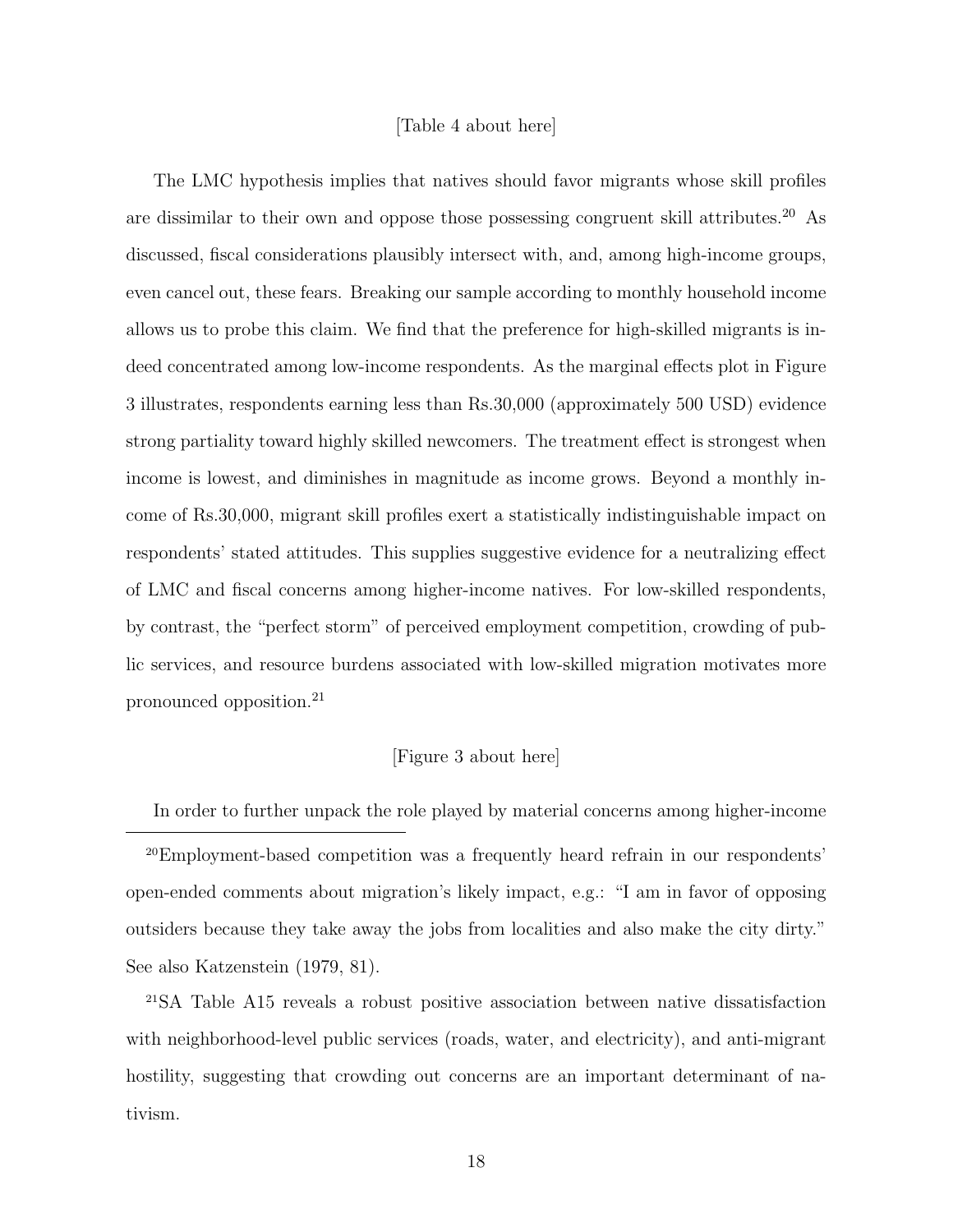[Table 4 about here]

The LMC hypothesis implies that natives should favor migrants whose skill profiles are dissimilar to their own and oppose those possessing congruent skill attributes.[20] As discussed, fiscal considerations plausibly intersect with, and, among high-income groups, even cancel out, these fears. Breaking our sample according to monthly household income allows us to probe this claim. We find that the preference for high-skilled migrants is indeed concentrated among low-income respondents. As the marginal effects plot in Figure 3 illustrates, respondents earning less than Rs.30,000 (approximately 500 USD) evidence strong partiality toward highly skilled newcomers. The treatment effect is strongest when income is lowest, and diminishes in magnitude as income grows. Beyond a monthly income of Rs.30,000, migrant skill profiles exert a statistically indistinguishable impact on respondents' stated attitudes. This supplies suggestive evidence for a neutralizing effect of LMC and fiscal concerns among higher-income natives. For low-skilled respondents, by contrast, the "perfect storm" of perceived employment competition, crowding of public services, and resource burdens associated with low-skilled migration motivates more pronounced opposition.[21]

[Figure 3 about here]

In order to further unpack the role played by material concerns among higher-income

---

[20] Employment-based competition was a frequently heard refrain in our respondents' open-ended comments about migration's likely impact, e.g.: "I am in favor of opposing outsiders because they take away the jobs from localities and also make the city dirty." See also Katzenstein (1979, 81).

[21] SA Table A15 reveals a robust positive association between native dissatisfaction with neighborhood-level public services (roads, water, and electricity), and anti-migrant hostility, suggesting that crowding out concerns are an important determinant of nativism.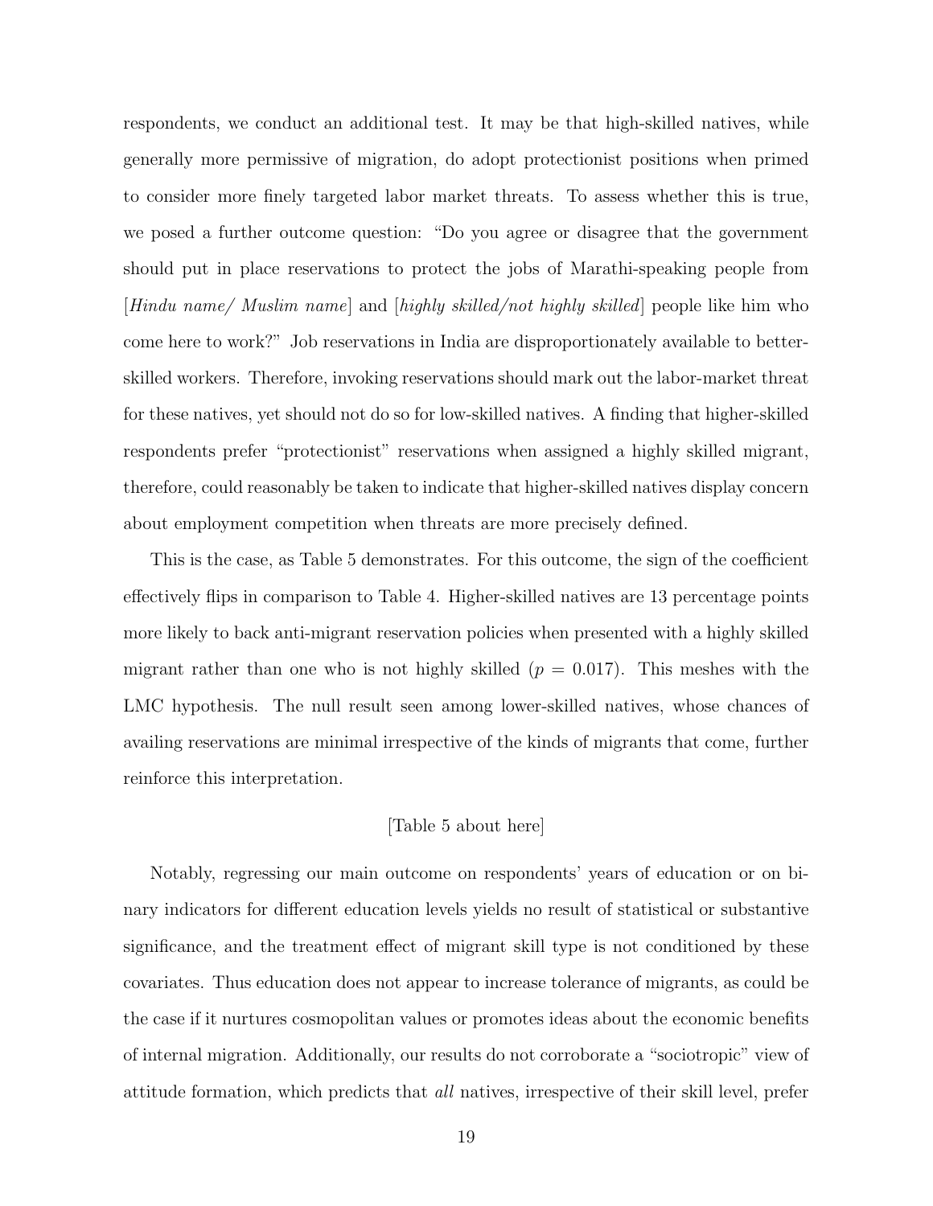respondents, we conduct an additional test. It may be that high-skilled natives, while generally more permissive of migration, do adopt protectionist positions when primed to consider more finely targeted labor market threats. To assess whether this is true, we posed a further outcome question: "Do you agree or disagree that the government should put in place reservations to protect the jobs of Marathi-speaking people from [*Hindu name/ Muslim name*] and [*highly skilled/not highly skilled*] people like him who come here to work?" Job reservations in India are disproportionately available to better-skilled workers. Therefore, invoking reservations should mark out the labor-market threat for these natives, yet should not do so for low-skilled natives. A finding that higher-skilled respondents prefer "protectionist" reservations when assigned a highly skilled migrant, therefore, could reasonably be taken to indicate that higher-skilled natives display concern about employment competition when threats are more precisely defined.

This is the case, as Table 5 demonstrates. For this outcome, the sign of the coefficient effectively flips in comparison to Table 4. Higher-skilled natives are 13 percentage points more likely to back anti-migrant reservation policies when presented with a highly skilled migrant rather than one who is not highly skilled ($p = 0.017$). This meshes with the LMC hypothesis. The null result seen among lower-skilled natives, whose chances of availing reservations are minimal irrespective of the kinds of migrants that come, further reinforce this interpretation.

[Table 5 about here]

Notably, regressing our main outcome on respondents' years of education or on binary indicators for different education levels yields no result of statistical or substantive significance, and the treatment effect of migrant skill type is not conditioned by these covariates. Thus education does not appear to increase tolerance of migrants, as could be the case if it nurtures cosmopolitan values or promotes ideas about the economic benefits of internal migration. Additionally, our results do not corroborate a "sociotropic" view of attitude formation, which predicts that *all* natives, irrespective of their skill level, prefer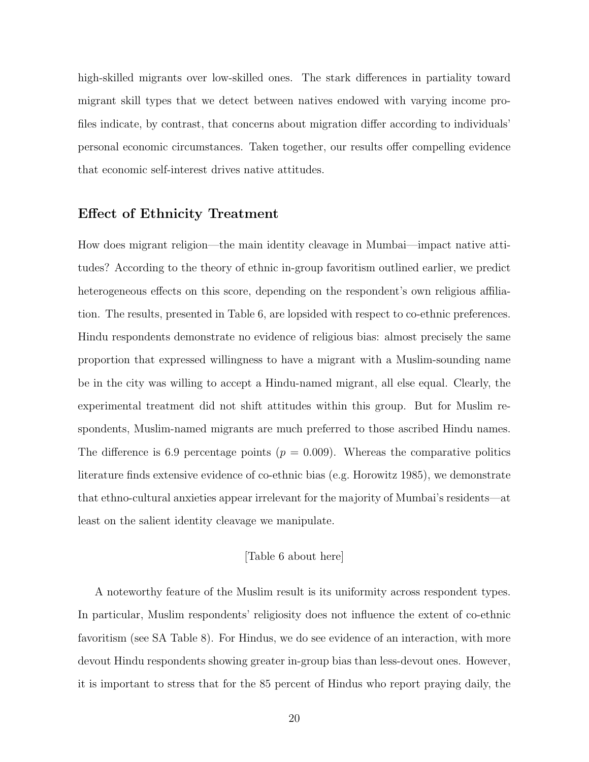high-skilled migrants over low-skilled ones. The stark differences in partiality toward migrant skill types that we detect between natives endowed with varying income profiles indicate, by contrast, that concerns about migration differ according to individuals' personal economic circumstances. Taken together, our results offer compelling evidence that economic self-interest drives native attitudes.

### Effect of Ethnicity Treatment

How does migrant religion—the main identity cleavage in Mumbai—impact native attitudes? According to the theory of ethnic in-group favoritism outlined earlier, we predict heterogeneous effects on this score, depending on the respondent's own religious affiliation. The results, presented in Table 6, are lopsided with respect to co-ethnic preferences. Hindu respondents demonstrate no evidence of religious bias: almost precisely the same proportion that expressed willingness to have a migrant with a Muslim-sounding name be in the city was willing to accept a Hindu-named migrant, all else equal. Clearly, the experimental treatment did not shift attitudes within this group. But for Muslim respondents, Muslim-named migrants are much preferred to those ascribed Hindu names. The difference is 6.9 percentage points ($p = 0.009$). Whereas the comparative politics literature finds extensive evidence of co-ethnic bias (e.g. Horowitz 1985), we demonstrate that ethno-cultural anxieties appear irrelevant for the majority of Mumbai's residents—at least on the salient identity cleavage we manipulate.

[Table 6 about here]

A noteworthy feature of the Muslim result is its uniformity across respondent types. In particular, Muslim respondents' religiosity does not influence the extent of co-ethnic favoritism (see SA Table 8). For Hindus, we do see evidence of an interaction, with more devout Hindu respondents showing greater in-group bias than less-devout ones. However, it is important to stress that for the 85 percent of Hindus who report praying daily, the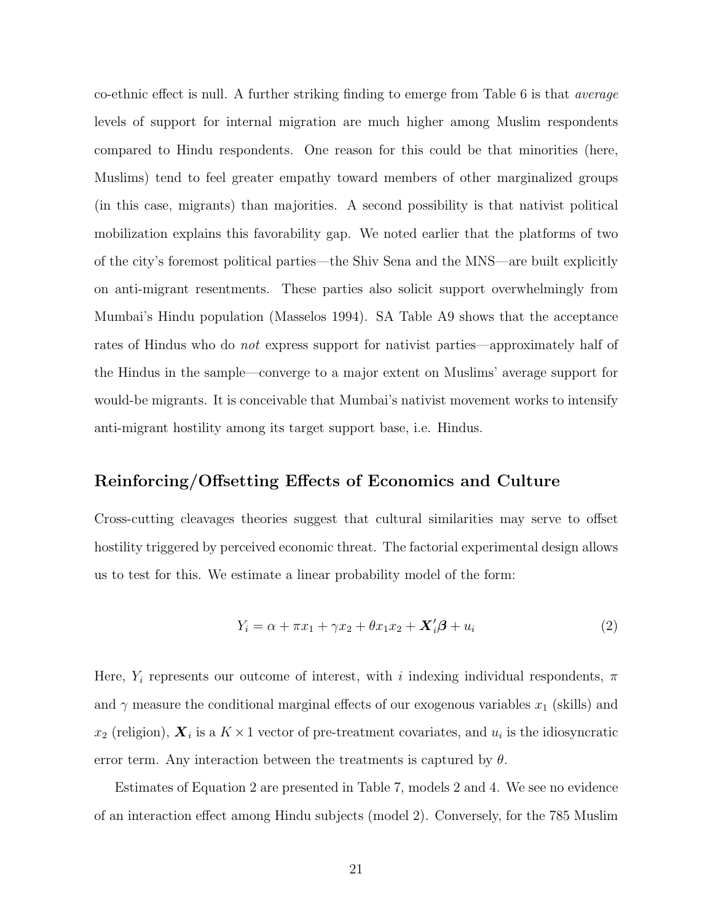co-ethnic effect is null. A further striking finding to emerge from Table 6 is that *average* levels of support for internal migration are much higher among Muslim respondents compared to Hindu respondents. One reason for this could be that minorities (here, Muslims) tend to feel greater empathy toward members of other marginalized groups (in this case, migrants) than majorities. A second possibility is that nativist political mobilization explains this favorability gap. We noted earlier that the platforms of two of the city's foremost political parties—the Shiv Sena and the MNS—are built explicitly on anti-migrant resentments. These parties also solicit support overwhelmingly from Mumbai's Hindu population (Masselos 1994). SA Table A9 shows that the acceptance rates of Hindus who do *not* express support for nativist parties—approximately half of the Hindus in the sample—converge to a major extent on Muslims' average support for would-be migrants. It is conceivable that Mumbai's nativist movement works to intensify anti-migrant hostility among its target support base, i.e. Hindus.

## Reinforcing/Offsetting Effects of Economics and Culture

Cross-cutting cleavages theories suggest that cultural similarities may serve to offset hostility triggered by perceived economic threat. The factorial experimental design allows us to test for this. We estimate a linear probability model of the form:

$$Y_i = \alpha + \pi x_1 + \gamma x_2 + \theta x_1 x_2 + \boldsymbol{X}_i' \boldsymbol{\beta} + u_i \tag{2}$$

Here, $Y_i$ represents our outcome of interest, with $i$ indexing individual respondents, $\pi$ and $\gamma$ measure the conditional marginal effects of our exogenous variables $x_1$ (skills) and $x_2$ (religion), $\boldsymbol{X}_i$ is a $K \times 1$ vector of pre-treatment covariates, and $u_i$ is the idiosyncratic error term. Any interaction between the treatments is captured by $\theta$.

Estimates of Equation 2 are presented in Table 7, models 2 and 4. We see no evidence of an interaction effect among Hindu subjects (model 2). Conversely, for the 785 Muslim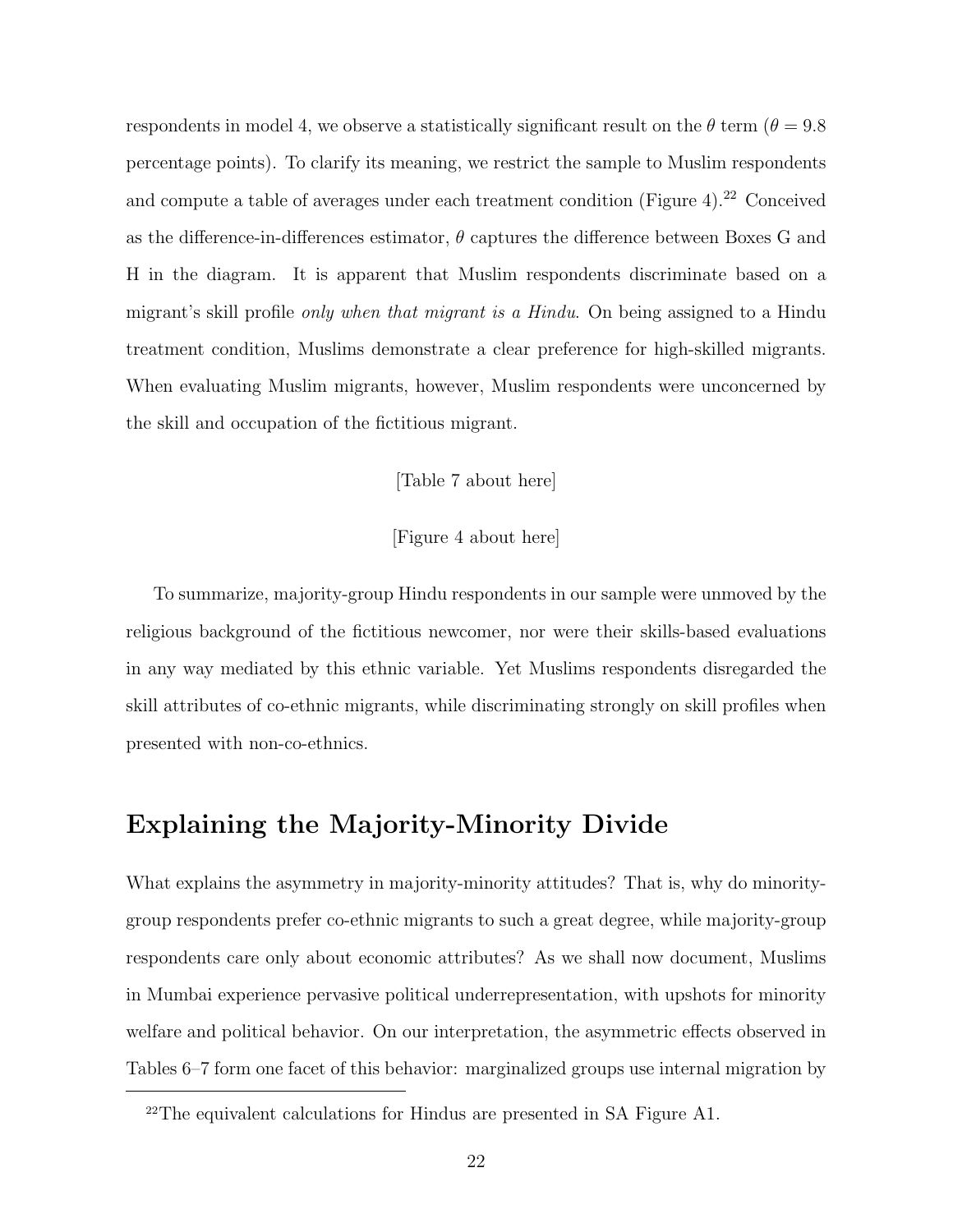respondents in model 4, we observe a statistically significant result on the $\theta$ term ($\theta = 9.8$ percentage points). To clarify its meaning, we restrict the sample to Muslim respondents and compute a table of averages under each treatment condition (Figure 4).[22] Conceived as the difference-in-differences estimator, $\theta$ captures the difference between Boxes G and H in the diagram. It is apparent that Muslim respondents discriminate based on a migrant's skill profile *only when that migrant is a Hindu*. On being assigned to a Hindu treatment condition, Muslims demonstrate a clear preference for high-skilled migrants. When evaluating Muslim migrants, however, Muslim respondents were unconcerned by the skill and occupation of the fictitious migrant.

[Table 7 about here]

[Figure 4 about here]

To summarize, majority-group Hindu respondents in our sample were unmoved by the religious background of the fictitious newcomer, nor were their skills-based evaluations in any way mediated by this ethnic variable. Yet Muslims respondents disregarded the skill attributes of co-ethnic migrants, while discriminating strongly on skill profiles when presented with non-co-ethnics.

## Explaining the Majority-Minority Divide

What explains the asymmetry in majority-minority attitudes? That is, why do minority-group respondents prefer co-ethnic migrants to such a great degree, while majority-group respondents care only about economic attributes? As we shall now document, Muslims in Mumbai experience pervasive political underrepresentation, with upshots for minority welfare and political behavior. On our interpretation, the asymmetric effects observed in Tables 6–7 form one facet of this behavior: marginalized groups use internal migration by

[22] The equivalent calculations for Hindus are presented in SA Figure A1.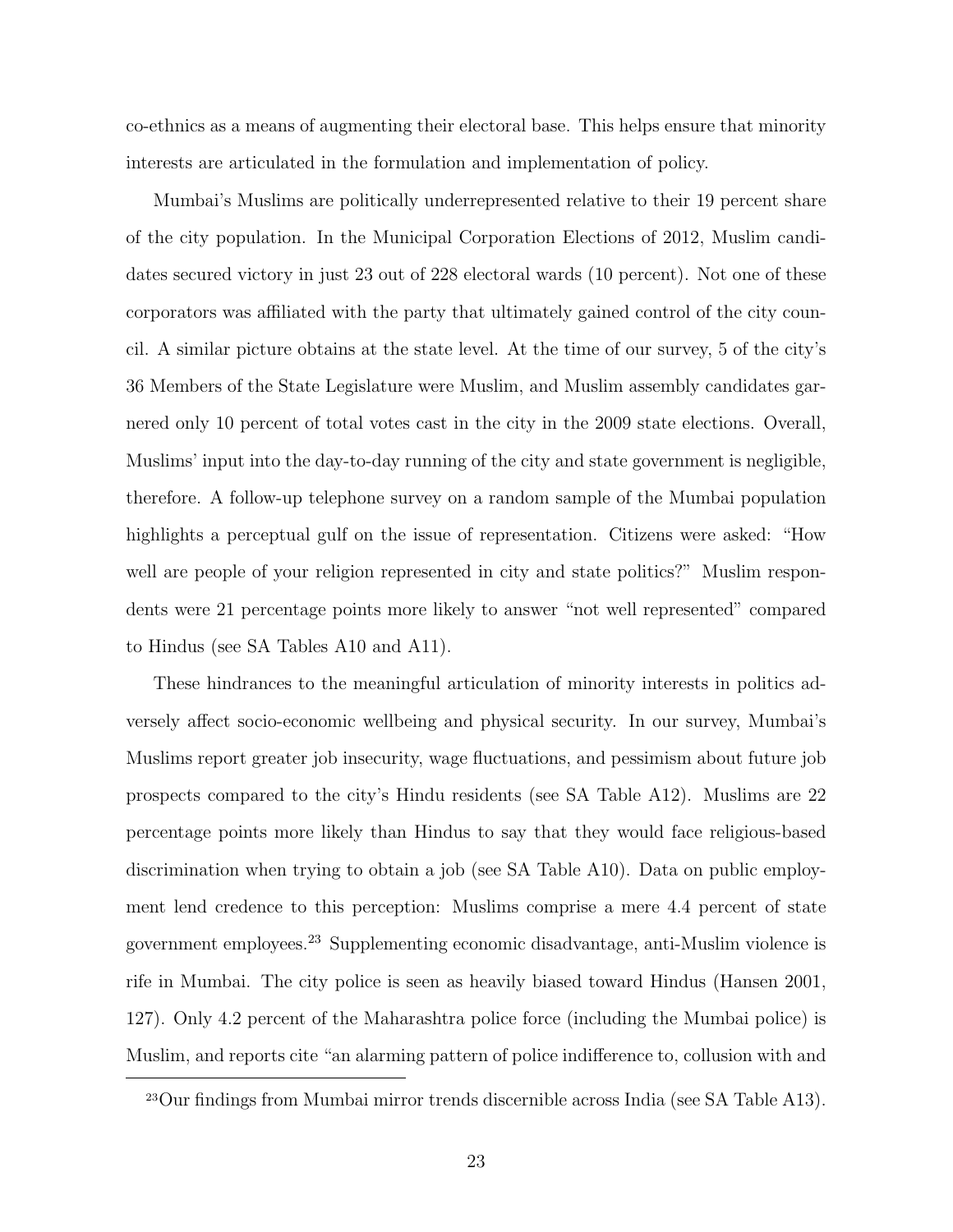co-ethnics as a means of augmenting their electoral base. This helps ensure that minority interests are articulated in the formulation and implementation of policy.

Mumbai's Muslims are politically underrepresented relative to their 19 percent share of the city population. In the Municipal Corporation Elections of 2012, Muslim candidates secured victory in just 23 out of 228 electoral wards (10 percent). Not one of these corporators was affiliated with the party that ultimately gained control of the city council. A similar picture obtains at the state level. At the time of our survey, 5 of the city's 36 Members of the State Legislature were Muslim, and Muslim assembly candidates garnered only 10 percent of total votes cast in the city in the 2009 state elections. Overall, Muslims' input into the day-to-day running of the city and state government is negligible, therefore. A follow-up telephone survey on a random sample of the Mumbai population highlights a perceptual gulf on the issue of representation. Citizens were asked: "How well are people of your religion represented in city and state politics?" Muslim respondents were 21 percentage points more likely to answer "not well represented" compared to Hindus (see SA Tables A10 and A11).

These hindrances to the meaningful articulation of minority interests in politics adversely affect socio-economic wellbeing and physical security. In our survey, Mumbai's Muslims report greater job insecurity, wage fluctuations, and pessimism about future job prospects compared to the city's Hindu residents (see SA Table A12). Muslims are 22 percentage points more likely than Hindus to say that they would face religious-based discrimination when trying to obtain a job (see SA Table A10). Data on public employment lend credence to this perception: Muslims comprise a mere 4.4 percent of state government employees.[23] Supplementing economic disadvantage, anti-Muslim violence is rife in Mumbai. The city police is seen as heavily biased toward Hindus (Hansen 2001, 127). Only 4.2 percent of the Maharashtra police force (including the Mumbai police) is Muslim, and reports cite "an alarming pattern of police indifference to, collusion with and

[23] Our findings from Mumbai mirror trends discernible across India (see SA Table A13).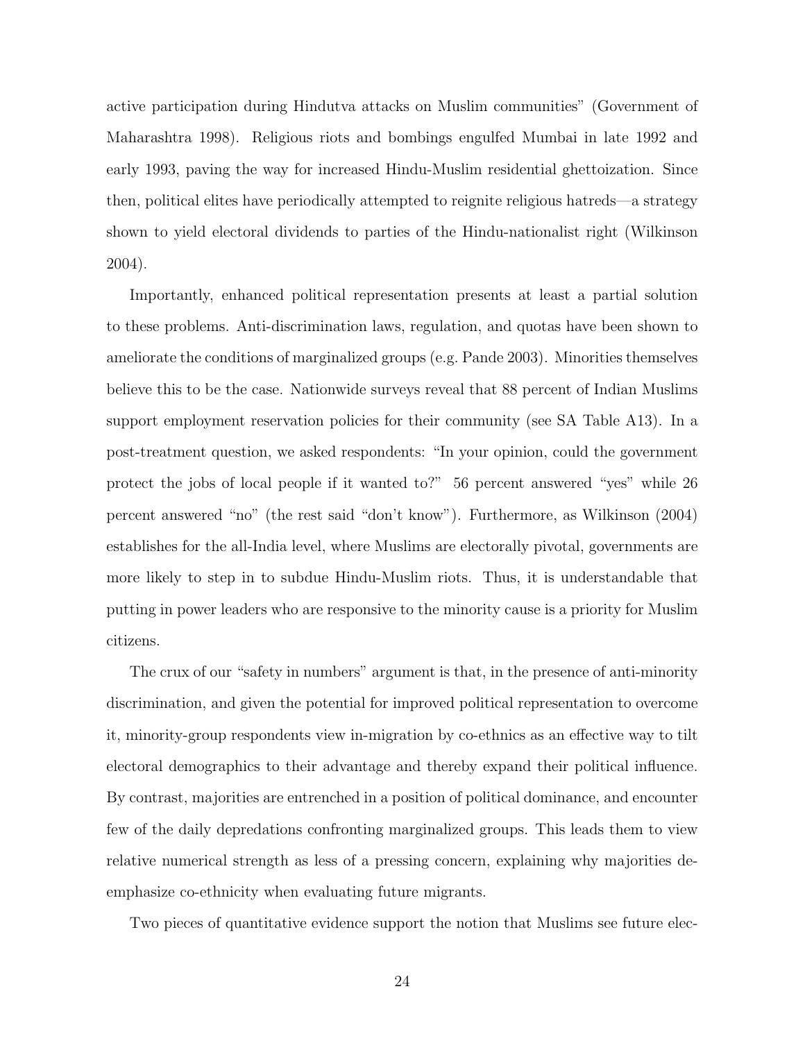active participation during Hindutva attacks on Muslim communities" (Government of Maharashtra 1998). Religious riots and bombings engulfed Mumbai in late 1992 and early 1993, paving the way for increased Hindu-Muslim residential ghettoization. Since then, political elites have periodically attempted to reignite religious hatreds—a strategy shown to yield electoral dividends to parties of the Hindu-nationalist right (Wilkinson 2004).

Importantly, enhanced political representation presents at least a partial solution to these problems. Anti-discrimination laws, regulation, and quotas have been shown to ameliorate the conditions of marginalized groups (e.g. Pande 2003). Minorities themselves believe this to be the case. Nationwide surveys reveal that 88 percent of Indian Muslims support employment reservation policies for their community (see SA Table A13). In a post-treatment question, we asked respondents: "In your opinion, could the government protect the jobs of local people if it wanted to?" 56 percent answered "yes" while 26 percent answered "no" (the rest said "don't know"). Furthermore, as Wilkinson (2004) establishes for the all-India level, where Muslims are electorally pivotal, governments are more likely to step in to subdue Hindu-Muslim riots. Thus, it is understandable that putting in power leaders who are responsive to the minority cause is a priority for Muslim citizens.

The crux of our "safety in numbers" argument is that, in the presence of anti-minority discrimination, and given the potential for improved political representation to overcome it, minority-group respondents view in-migration by co-ethnics as an effective way to tilt electoral demographics to their advantage and thereby expand their political influence. By contrast, majorities are entrenched in a position of political dominance, and encounter few of the daily depredations confronting marginalized groups. This leads them to view relative numerical strength as less of a pressing concern, explaining why majorities de-emphasize co-ethnicity when evaluating future migrants.

Two pieces of quantitative evidence support the notion that Muslims see future elec-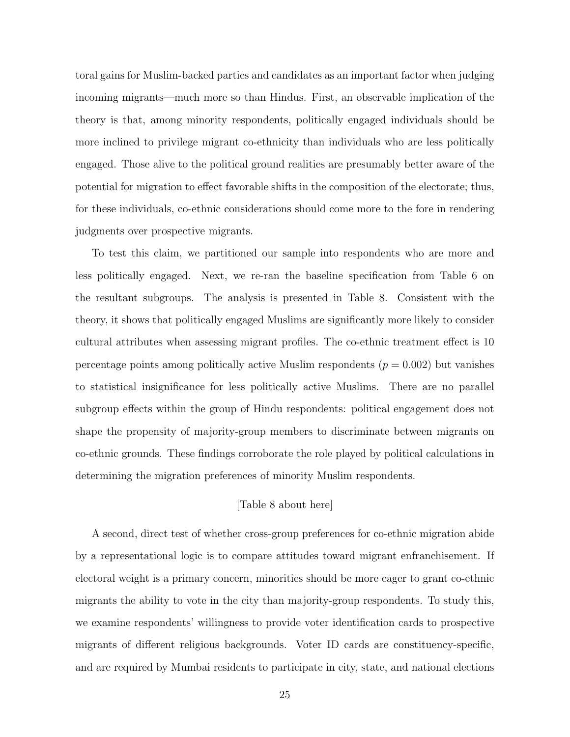toral gains for Muslim-backed parties and candidates as an important factor when judging incoming migrants—much more so than Hindus. First, an observable implication of the theory is that, among minority respondents, politically engaged individuals should be more inclined to privilege migrant co-ethnicity than individuals who are less politically engaged. Those alive to the political ground realities are presumably better aware of the potential for migration to effect favorable shifts in the composition of the electorate; thus, for these individuals, co-ethnic considerations should come more to the fore in rendering judgments over prospective migrants.

To test this claim, we partitioned our sample into respondents who are more and less politically engaged. Next, we re-ran the baseline specification from Table 6 on the resultant subgroups. The analysis is presented in Table 8. Consistent with the theory, it shows that politically engaged Muslims are significantly more likely to consider cultural attributes when assessing migrant profiles. The co-ethnic treatment effect is 10 percentage points among politically active Muslim respondents ($p = 0.002$) but vanishes to statistical insignificance for less politically active Muslims. There are no parallel subgroup effects within the group of Hindu respondents: political engagement does not shape the propensity of majority-group members to discriminate between migrants on co-ethnic grounds. These findings corroborate the role played by political calculations in determining the migration preferences of minority Muslim respondents.

[Table 8 about here]

A second, direct test of whether cross-group preferences for co-ethnic migration abide by a representational logic is to compare attitudes toward migrant enfranchisement. If electoral weight is a primary concern, minorities should be more eager to grant co-ethnic migrants the ability to vote in the city than majority-group respondents. To study this, we examine respondents' willingness to provide voter identification cards to prospective migrants of different religious backgrounds. Voter ID cards are constituency-specific, and are required by Mumbai residents to participate in city, state, and national elections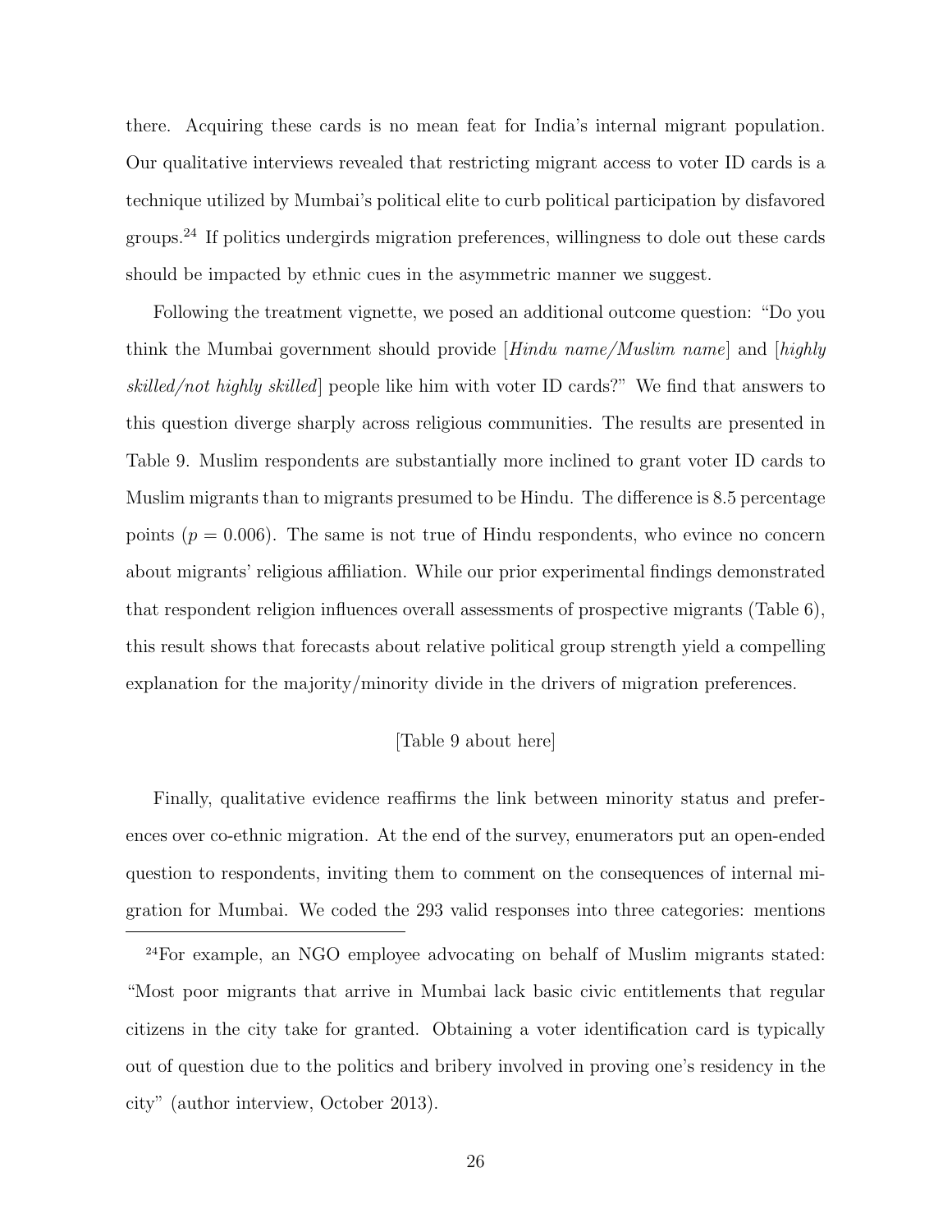there. Acquiring these cards is no mean feat for India's internal migrant population. Our qualitative interviews revealed that restricting migrant access to voter ID cards is a technique utilized by Mumbai's political elite to curb political participation by disfavored groups.[24] If politics undergirds migration preferences, willingness to dole out these cards should be impacted by ethnic cues in the asymmetric manner we suggest.

Following the treatment vignette, we posed an additional outcome question: "Do you think the Mumbai government should provide [*Hindu name/Muslim name*] and [*highly skilled/not highly skilled*] people like him with voter ID cards?" We find that answers to this question diverge sharply across religious communities. The results are presented in Table 9. Muslim respondents are substantially more inclined to grant voter ID cards to Muslim migrants than to migrants presumed to be Hindu. The difference is 8.5 percentage points ($p = 0.006$). The same is not true of Hindu respondents, who evince no concern about migrants' religious affiliation. While our prior experimental findings demonstrated that respondent religion influences overall assessments of prospective migrants (Table 6), this result shows that forecasts about relative political group strength yield a compelling explanation for the majority/minority divide in the drivers of migration preferences.

[Table 9 about here]

Finally, qualitative evidence reaffirms the link between minority status and preferences over co-ethnic migration. At the end of the survey, enumerators put an open-ended question to respondents, inviting them to comment on the consequences of internal migration for Mumbai. We coded the 293 valid responses into three categories: mentions

[24] For example, an NGO employee advocating on behalf of Muslim migrants stated: "Most poor migrants that arrive in Mumbai lack basic civic entitlements that regular citizens in the city take for granted. Obtaining a voter identification card is typically out of question due to the politics and bribery involved in proving one's residency in the city" (author interview, October 2013).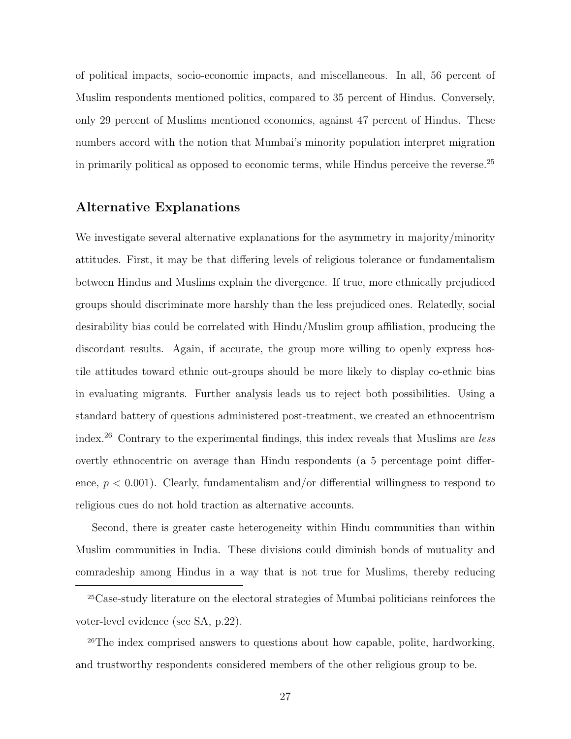of political impacts, socio-economic impacts, and miscellaneous. In all, 56 percent of Muslim respondents mentioned politics, compared to 35 percent of Hindus. Conversely, only 29 percent of Muslims mentioned economics, against 47 percent of Hindus. These numbers accord with the notion that Mumbai's minority population interpret migration in primarily political as opposed to economic terms, while Hindus perceive the reverse.[25]

## Alternative Explanations

We investigate several alternative explanations for the asymmetry in majority/minority attitudes. First, it may be that differing levels of religious tolerance or fundamentalism between Hindus and Muslims explain the divergence. If true, more ethnically prejudiced groups should discriminate more harshly than the less prejudiced ones. Relatedly, social desirability bias could be correlated with Hindu/Muslim group affiliation, producing the discordant results. Again, if accurate, the group more willing to openly express hostile attitudes toward ethnic out-groups should be more likely to display co-ethnic bias in evaluating migrants. Further analysis leads us to reject both possibilities. Using a standard battery of questions administered post-treatment, we created an ethnocentrism index.[26] Contrary to the experimental findings, this index reveals that Muslims are *less* overtly ethnocentric on average than Hindu respondents (a 5 percentage point difference, $p < 0.001$). Clearly, fundamentalism and/or differential willingness to respond to religious cues do not hold traction as alternative accounts.

Second, there is greater caste heterogeneity within Hindu communities than within Muslim communities in India. These divisions could diminish bonds of mutuality and comradeship among Hindus in a way that is not true for Muslims, thereby reducing

[25] Case-study literature on the electoral strategies of Mumbai politicians reinforces the voter-level evidence (see SA, p.22).

[26] The index comprised answers to questions about how capable, polite, hardworking, and trustworthy respondents considered members of the other religious group to be.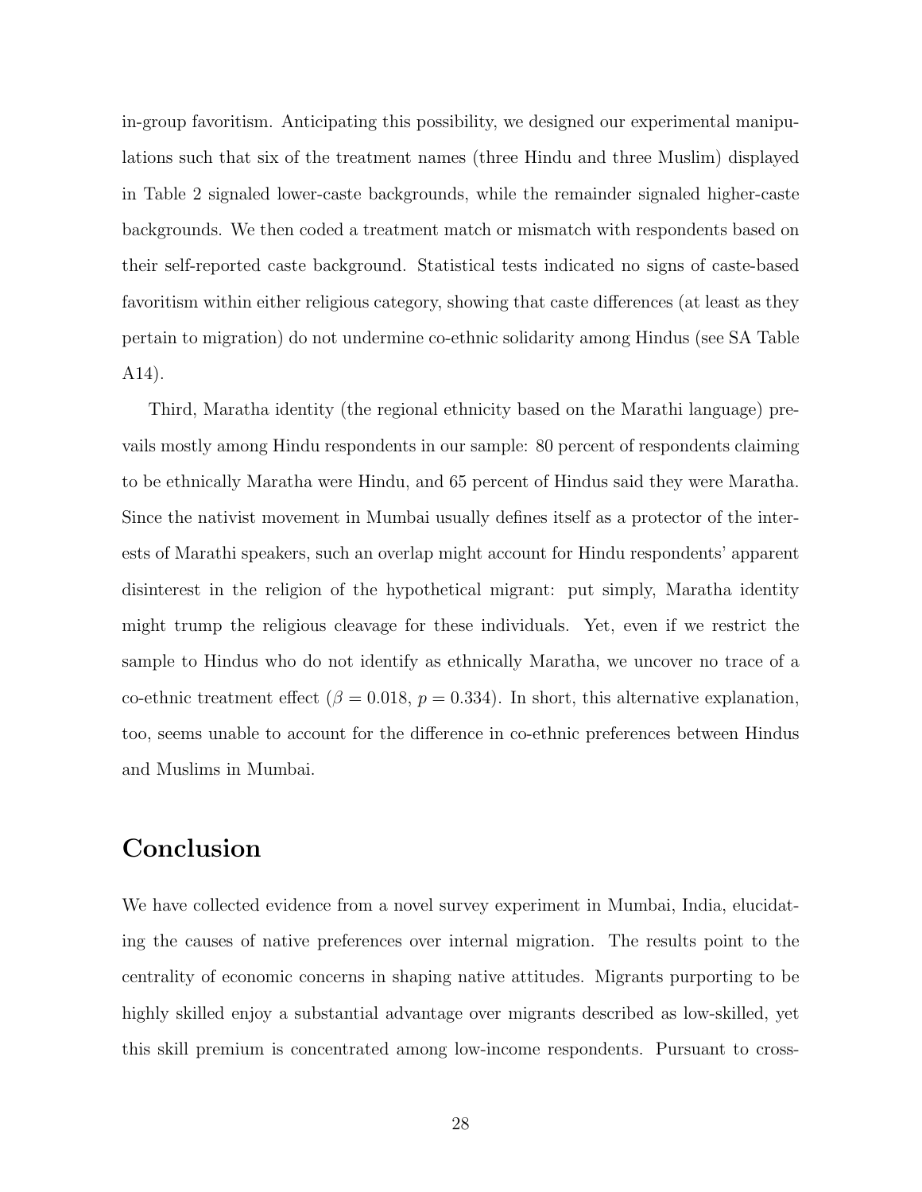in-group favoritism. Anticipating this possibility, we designed our experimental manipulations such that six of the treatment names (three Hindu and three Muslim) displayed in Table 2 signaled lower-caste backgrounds, while the remainder signaled higher-caste backgrounds. We then coded a treatment match or mismatch with respondents based on their self-reported caste background. Statistical tests indicated no signs of caste-based favoritism within either religious category, showing that caste differences (at least as they pertain to migration) do not undermine co-ethnic solidarity among Hindus (see SA Table A14).

Third, Maratha identity (the regional ethnicity based on the Marathi language) prevails mostly among Hindu respondents in our sample: 80 percent of respondents claiming to be ethnically Maratha were Hindu, and 65 percent of Hindus said they were Maratha. Since the nativist movement in Mumbai usually defines itself as a protector of the interests of Marathi speakers, such an overlap might account for Hindu respondents' apparent disinterest in the religion of the hypothetical migrant: put simply, Maratha identity might trump the religious cleavage for these individuals. Yet, even if we restrict the sample to Hindus who do not identify as ethnically Maratha, we uncover no trace of a co-ethnic treatment effect ($\beta = 0.018$, $p = 0.334$). In short, this alternative explanation, too, seems unable to account for the difference in co-ethnic preferences between Hindus and Muslims in Mumbai.

# Conclusion

We have collected evidence from a novel survey experiment in Mumbai, India, elucidating the causes of native preferences over internal migration. The results point to the centrality of economic concerns in shaping native attitudes. Migrants purporting to be highly skilled enjoy a substantial advantage over migrants described as low-skilled, yet this skill premium is concentrated among low-income respondents. Pursuant to cross-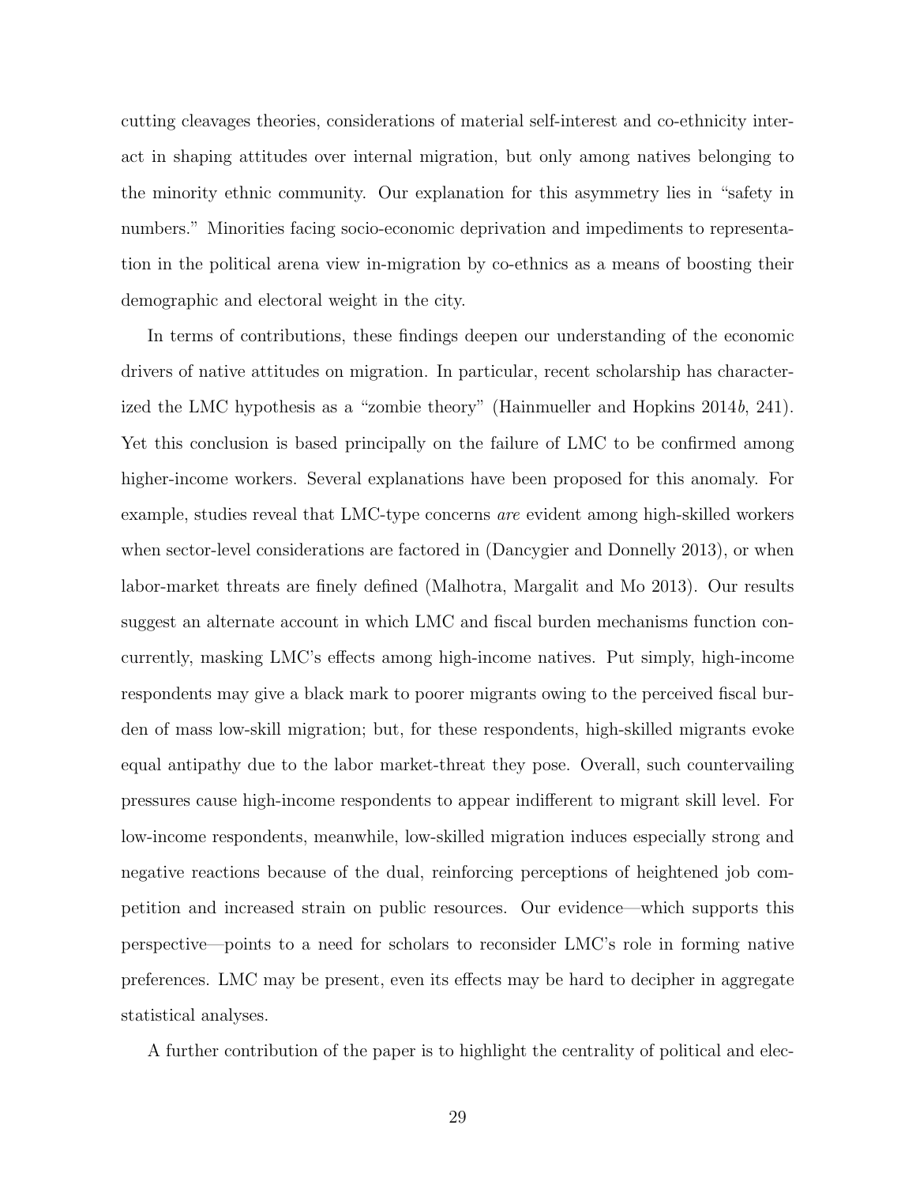cutting cleavages theories, considerations of material self-interest and co-ethnicity interact in shaping attitudes over internal migration, but only among natives belonging to the minority ethnic community. Our explanation for this asymmetry lies in "safety in numbers." Minorities facing socio-economic deprivation and impediments to representation in the political arena view in-migration by co-ethnics as a means of boosting their demographic and electoral weight in the city.

In terms of contributions, these findings deepen our understanding of the economic drivers of native attitudes on migration. In particular, recent scholarship has characterized the LMC hypothesis as a "zombie theory" (Hainmueller and Hopkins 2014*b*, 241). Yet this conclusion is based principally on the failure of LMC to be confirmed among higher-income workers. Several explanations have been proposed for this anomaly. For example, studies reveal that LMC-type concerns *are* evident among high-skilled workers when sector-level considerations are factored in (Dancygier and Donnelly 2013), or when labor-market threats are finely defined (Malhotra, Margalit and Mo 2013). Our results suggest an alternate account in which LMC and fiscal burden mechanisms function concurrently, masking LMC's effects among high-income natives. Put simply, high-income respondents may give a black mark to poorer migrants owing to the perceived fiscal burden of mass low-skill migration; but, for these respondents, high-skilled migrants evoke equal antipathy due to the labor market-threat they pose. Overall, such countervailing pressures cause high-income respondents to appear indifferent to migrant skill level. For low-income respondents, meanwhile, low-skilled migration induces especially strong and negative reactions because of the dual, reinforcing perceptions of heightened job competition and increased strain on public resources. Our evidence—which supports this perspective—points to a need for scholars to reconsider LMC's role in forming native preferences. LMC may be present, even its effects may be hard to decipher in aggregate statistical analyses.

A further contribution of the paper is to highlight the centrality of political and elec-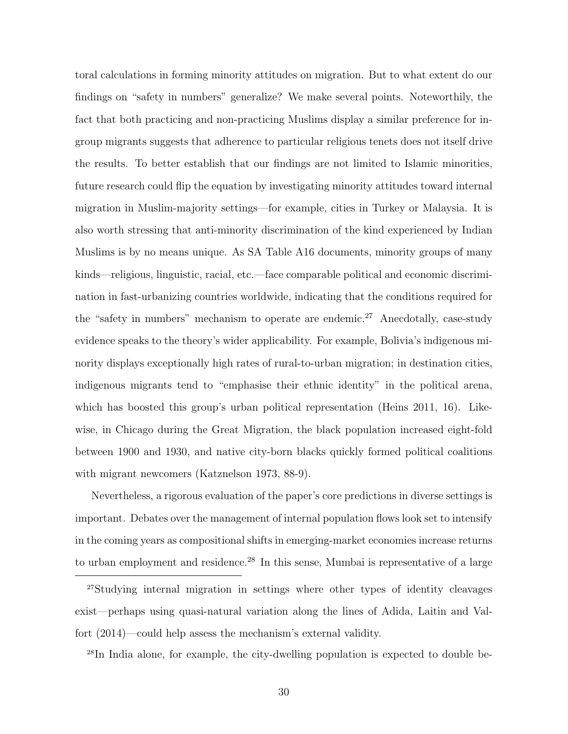toral calculations in forming minority attitudes on migration. But to what extent do our findings on "safety in numbers" generalize? We make several points. Noteworthily, the fact that both practicing and non-practicing Muslims display a similar preference for in-group migrants suggests that adherence to particular religious tenets does not itself drive the results. To better establish that our findings are not limited to Islamic minorities, future research could flip the equation by investigating minority attitudes toward internal migration in Muslim-majority settings—for example, cities in Turkey or Malaysia. It is also worth stressing that anti-minority discrimination of the kind experienced by Indian Muslims is by no means unique. As SA Table A16 documents, minority groups of many kinds—religious, linguistic, racial, etc.—face comparable political and economic discrimination in fast-urbanizing countries worldwide, indicating that the conditions required for the "safety in numbers" mechanism to operate are endemic.[27] Anecdotally, case-study evidence speaks to the theory's wider applicability. For example, Bolivia's indigenous minority displays exceptionally high rates of rural-to-urban migration; in destination cities, indigenous migrants tend to "emphasise their ethnic identity" in the political arena, which has boosted this group's urban political representation (Heins 2011, 16). Likewise, in Chicago during the Great Migration, the black population increased eight-fold between 1900 and 1930, and native city-born blacks quickly formed political coalitions with migrant newcomers (Katznelson 1973, 88-9).

Nevertheless, a rigorous evaluation of the paper's core predictions in diverse settings is important. Debates over the management of internal population flows look set to intensify in the coming years as compositional shifts in emerging-market economies increase returns to urban employment and residence.[28] In this sense, Mumbai is representative of a large

[27] Studying internal migration in settings where other types of identity cleavages exist—perhaps using quasi-natural variation along the lines of Adida, Laitin and Valfort (2014)—could help assess the mechanism's external validity.

[28] In India alone, for example, the city-dwelling population is expected to double be-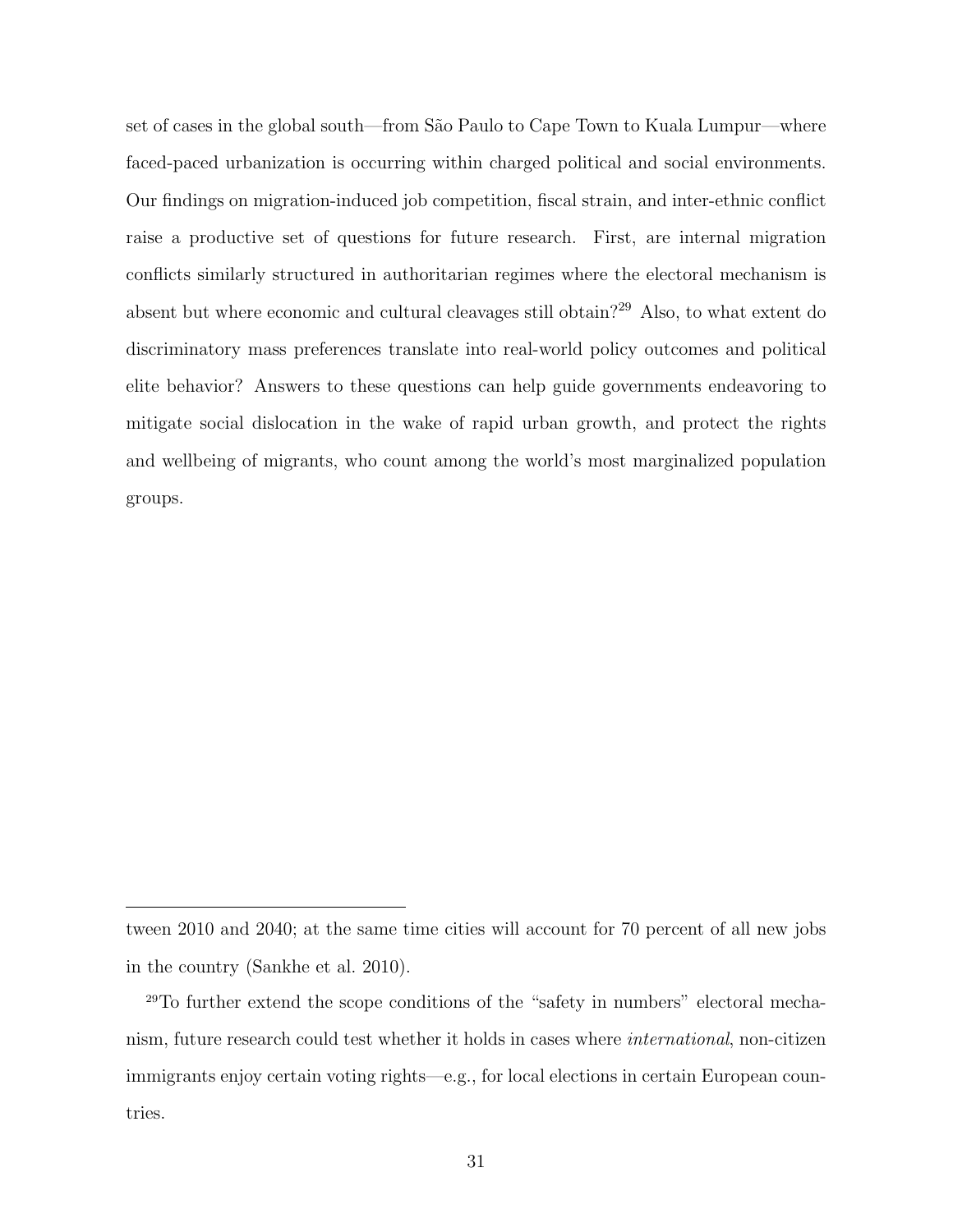set of cases in the global south—from São Paulo to Cape Town to Kuala Lumpur—where faced-paced urbanization is occurring within charged political and social environments. Our findings on migration-induced job competition, fiscal strain, and inter-ethnic conflict raise a productive set of questions for future research. First, are internal migration conflicts similarly structured in authoritarian regimes where the electoral mechanism is absent but where economic and cultural cleavages still obtain?[29] Also, to what extent do discriminatory mass preferences translate into real-world policy outcomes and political elite behavior? Answers to these questions can help guide governments endeavoring to mitigate social dislocation in the wake of rapid urban growth, and protect the rights and wellbeing of migrants, who count among the world's most marginalized population groups.

---

tween 2010 and 2040; at the same time cities will account for 70 percent of all new jobs in the country (Sankhe et al. 2010).

[29]To further extend the scope conditions of the "safety in numbers" electoral mechanism, future research could test whether it holds in cases where *international*, non-citizen immigrants enjoy certain voting rights—e.g., for local elections in certain European countries.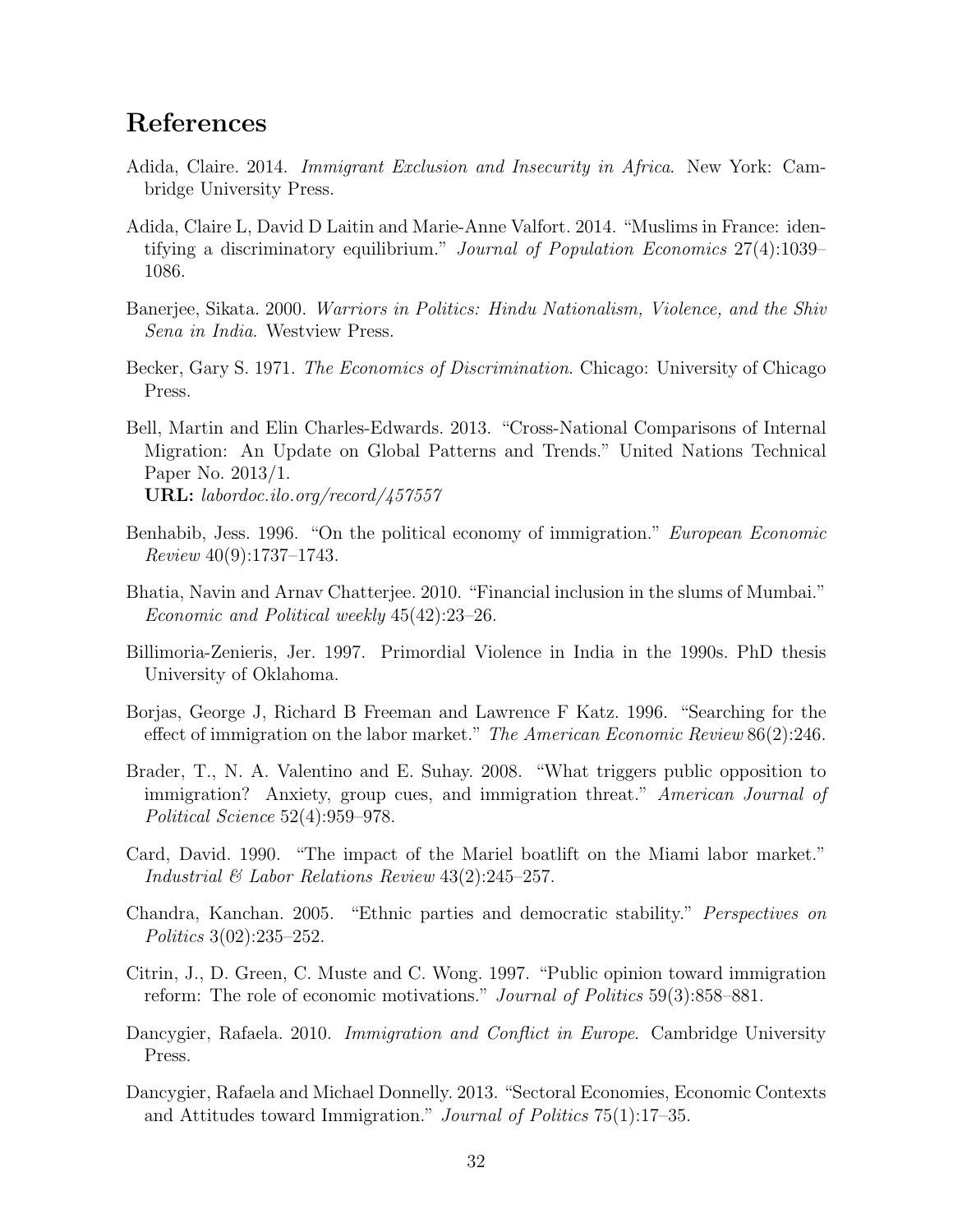# References

Adida, Claire. 2014. *Immigrant Exclusion and Insecurity in Africa*. New York: Cambridge University Press.

Adida, Claire L, David D Laitin and Marie-Anne Valfort. 2014. "Muslims in France: identifying a discriminatory equilibrium." *Journal of Population Economics* 27(4):1039–1086.

Banerjee, Sikata. 2000. *Warriors in Politics: Hindu Nationalism, Violence, and the Shiv Sena in India*. Westview Press.

Becker, Gary S. 1971. *The Economics of Discrimination*. Chicago: University of Chicago Press.

Bell, Martin and Elin Charles-Edwards. 2013. "Cross-National Comparisons of Internal Migration: An Update on Global Patterns and Trends." United Nations Technical Paper No. 2013/1.
**URL:** *labordoc.ilo.org/record/457557*

Benhabib, Jess. 1996. "On the political economy of immigration." *European Economic Review* 40(9):1737–1743.

Bhatia, Navin and Arnav Chatterjee. 2010. "Financial inclusion in the slums of Mumbai." *Economic and Political weekly* 45(42):23–26.

Billimoria-Zenieris, Jer. 1997. Primordial Violence in India in the 1990s. PhD thesis University of Oklahoma.

Borjas, George J, Richard B Freeman and Lawrence F Katz. 1996. "Searching for the effect of immigration on the labor market." *The American Economic Review* 86(2):246.

Brader, T., N. A. Valentino and E. Suhay. 2008. "What triggers public opposition to immigration? Anxiety, group cues, and immigration threat." *American Journal of Political Science* 52(4):959–978.

Card, David. 1990. "The impact of the Mariel boatlift on the Miami labor market." *Industrial & Labor Relations Review* 43(2):245–257.

Chandra, Kanchan. 2005. "Ethnic parties and democratic stability." *Perspectives on Politics* 3(02):235–252.

Citrin, J., D. Green, C. Muste and C. Wong. 1997. "Public opinion toward immigration reform: The role of economic motivations." *Journal of Politics* 59(3):858–881.

Dancygier, Rafaela. 2010. *Immigration and Conflict in Europe*. Cambridge University Press.

Dancygier, Rafaela and Michael Donnelly. 2013. "Sectoral Economies, Economic Contexts and Attitudes toward Immigration." *Journal of Politics* 75(1):17–35.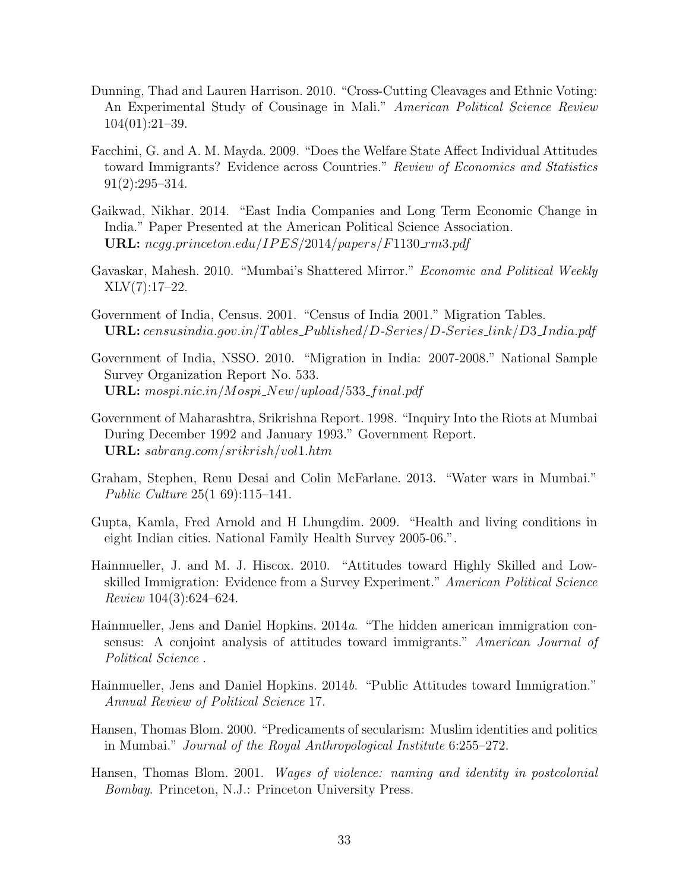Dunning, Thad and Lauren Harrison. 2010. "Cross-Cutting Cleavages and Ethnic Voting: An Experimental Study of Cousinage in Mali." *American Political Science Review* 104(01):21–39.

Facchini, G. and A. M. Mayda. 2009. "Does the Welfare State Affect Individual Attitudes toward Immigrants? Evidence across Countries." *Review of Economics and Statistics* 91(2):295–314.

Gaikwad, Nikhar. 2014. "East India Companies and Long Term Economic Change in India." Paper Presented at the American Political Science Association.
**URL:** *ncgg.princeton.edu/IPES/2014/papers/F1130_rm3.pdf*

Gavaskar, Mahesh. 2010. "Mumbai's Shattered Mirror." *Economic and Political Weekly* XLV(7):17–22.

Government of India, Census. 2001. "Census of India 2001." Migration Tables.
**URL:** *censusindia.gov.in/Tables_Published/D-Series/D-Series_link/D3_India.pdf*

Government of India, NSSO. 2010. "Migration in India: 2007-2008." National Sample Survey Organization Report No. 533.
**URL:** *mospi.nic.in/Mospi_New/upload/533_final.pdf*

Government of Maharashtra, Srikrishna Report. 1998. "Inquiry Into the Riots at Mumbai During December 1992 and January 1993." Government Report.
**URL:** *sabrang.com/srikrish/vol1.htm*

Graham, Stephen, Renu Desai and Colin McFarlane. 2013. "Water wars in Mumbai." *Public Culture* 25(1 69):115–141.

Gupta, Kamla, Fred Arnold and H Lhungdim. 2009. "Health and living conditions in eight Indian cities. National Family Health Survey 2005-06.".

Hainmueller, J. and M. J. Hiscox. 2010. "Attitudes toward Highly Skilled and Low-skilled Immigration: Evidence from a Survey Experiment." *American Political Science Review* 104(3):624–624.

Hainmueller, Jens and Daniel Hopkins. 2014*a*. "The hidden american immigration consensus: A conjoint analysis of attitudes toward immigrants." *American Journal of Political Science* .

Hainmueller, Jens and Daniel Hopkins. 2014*b*. "Public Attitudes toward Immigration." *Annual Review of Political Science* 17.

Hansen, Thomas Blom. 2000. "Predicaments of secularism: Muslim identities and politics in Mumbai." *Journal of the Royal Anthropological Institute* 6:255–272.

Hansen, Thomas Blom. 2001. *Wages of violence: naming and identity in postcolonial Bombay*. Princeton, N.J.: Princeton University Press.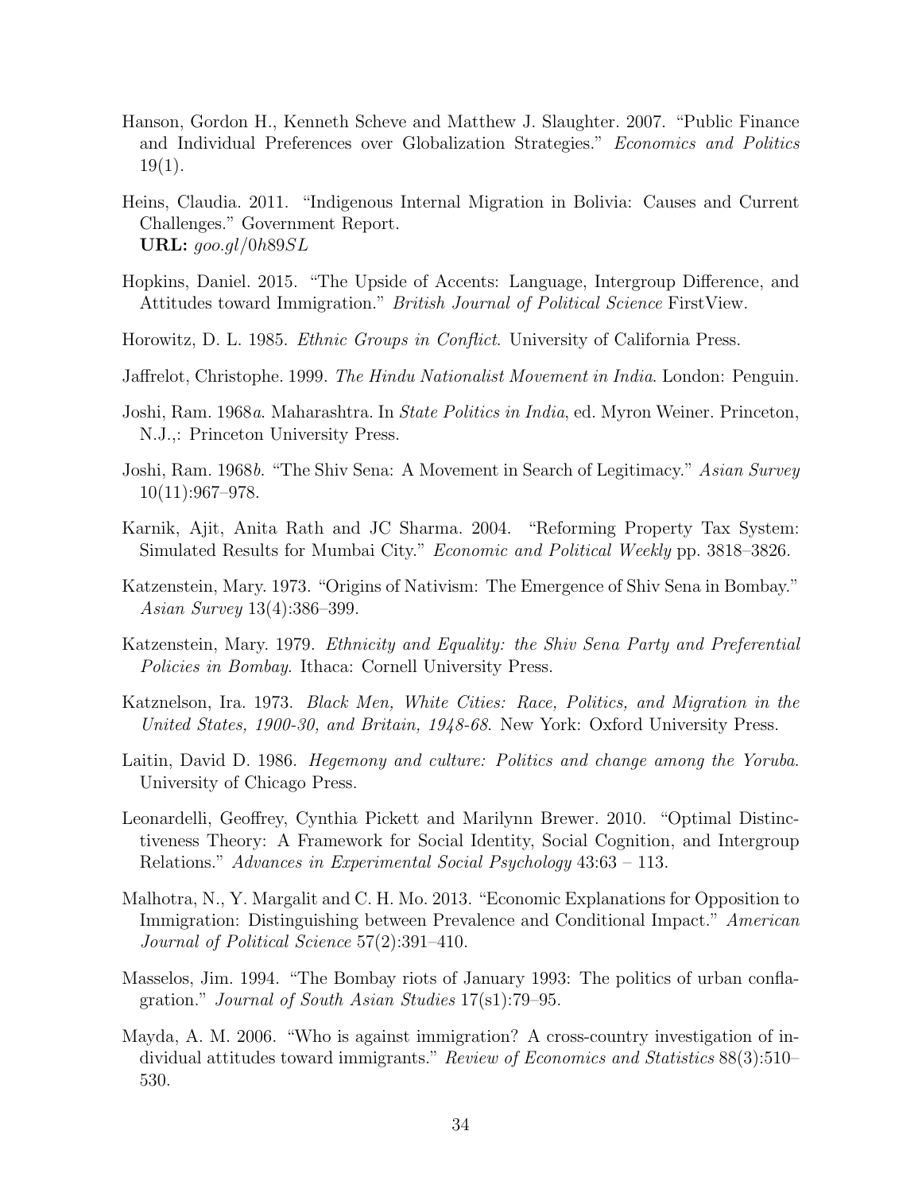Hanson, Gordon H., Kenneth Scheve and Matthew J. Slaughter. 2007. "Public Finance and Individual Preferences over Globalization Strategies." *Economics and Politics* 19(1).

Heins, Claudia. 2011. "Indigenous Internal Migration in Bolivia: Causes and Current Challenges." Government Report.
**URL:** *goo.gl/0h89SL*

Hopkins, Daniel. 2015. "The Upside of Accents: Language, Intergroup Difference, and Attitudes toward Immigration." *British Journal of Political Science* FirstView.

Horowitz, D. L. 1985. *Ethnic Groups in Conflict*. University of California Press.

Jaffrelot, Christophe. 1999. *The Hindu Nationalist Movement in India*. London: Penguin.

Joshi, Ram. 1968*a*. Maharashtra. In *State Politics in India*, ed. Myron Weiner. Princeton, N.J.,: Princeton University Press.

Joshi, Ram. 1968*b*. "The Shiv Sena: A Movement in Search of Legitimacy." *Asian Survey* 10(11):967–978.

Karnik, Ajit, Anita Rath and JC Sharma. 2004. "Reforming Property Tax System: Simulated Results for Mumbai City." *Economic and Political Weekly* pp. 3818–3826.

Katzenstein, Mary. 1973. "Origins of Nativism: The Emergence of Shiv Sena in Bombay." *Asian Survey* 13(4):386–399.

Katzenstein, Mary. 1979. *Ethnicity and Equality: the Shiv Sena Party and Preferential Policies in Bombay*. Ithaca: Cornell University Press.

Katznelson, Ira. 1973. *Black Men, White Cities: Race, Politics, and Migration in the United States, 1900-30, and Britain, 1948-68*. New York: Oxford University Press.

Laitin, David D. 1986. *Hegemony and culture: Politics and change among the Yoruba*. University of Chicago Press.

Leonardelli, Geoffrey, Cynthia Pickett and Marilynn Brewer. 2010. "Optimal Distinctiveness Theory: A Framework for Social Identity, Social Cognition, and Intergroup Relations." *Advances in Experimental Social Psychology* 43:63 – 113.

Malhotra, N., Y. Margalit and C. H. Mo. 2013. "Economic Explanations for Opposition to Immigration: Distinguishing between Prevalence and Conditional Impact." *American Journal of Political Science* 57(2):391–410.

Masselos, Jim. 1994. "The Bombay riots of January 1993: The politics of urban conflagration." *Journal of South Asian Studies* 17(s1):79–95.

Mayda, A. M. 2006. "Who is against immigration? A cross-country investigation of individual attitudes toward immigrants." *Review of Economics and Statistics* 88(3):510–530.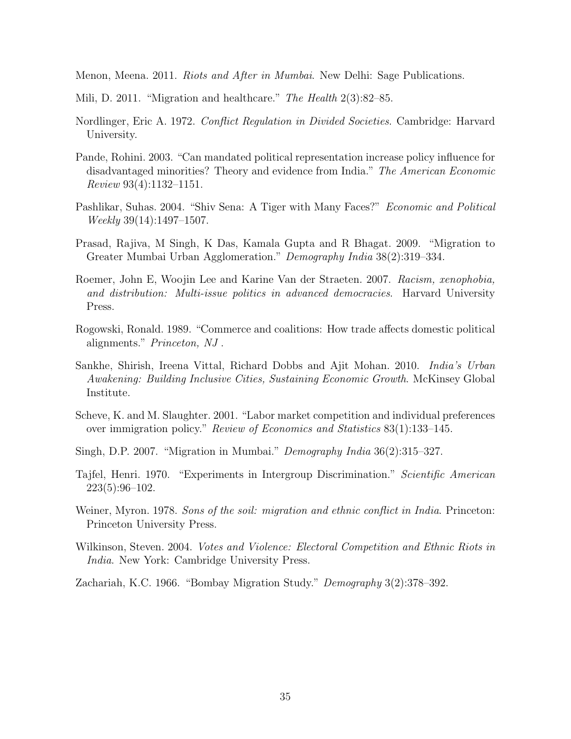Menon, Meena. 2011. *Riots and After in Mumbai*. New Delhi: Sage Publications.

Mili, D. 2011. "Migration and healthcare." *The Health* 2(3):82–85.

Nordlinger, Eric A. 1972. *Conflict Regulation in Divided Societies*. Cambridge: Harvard University.

Pande, Rohini. 2003. "Can mandated political representation increase policy influence for disadvantaged minorities? Theory and evidence from India." *The American Economic Review* 93(4):1132–1151.

Pashlikar, Suhas. 2004. "Shiv Sena: A Tiger with Many Faces?" *Economic and Political Weekly* 39(14):1497–1507.

Prasad, Rajiva, M Singh, K Das, Kamala Gupta and R Bhagat. 2009. "Migration to Greater Mumbai Urban Agglomeration." *Demography India* 38(2):319–334.

Roemer, John E, Woojin Lee and Karine Van der Straeten. 2007. *Racism, xenophobia, and distribution: Multi-issue politics in advanced democracies*. Harvard University Press.

Rogowski, Ronald. 1989. "Commerce and coalitions: How trade affects domestic political alignments." *Princeton, NJ* .

Sankhe, Shirish, Ireena Vittal, Richard Dobbs and Ajit Mohan. 2010. *India's Urban Awakening: Building Inclusive Cities, Sustaining Economic Growth*. McKinsey Global Institute.

Scheve, K. and M. Slaughter. 2001. "Labor market competition and individual preferences over immigration policy." *Review of Economics and Statistics* 83(1):133–145.

Singh, D.P. 2007. "Migration in Mumbai." *Demography India* 36(2):315–327.

Tajfel, Henri. 1970. "Experiments in Intergroup Discrimination." *Scientific American* 223(5):96–102.

Weiner, Myron. 1978. *Sons of the soil: migration and ethnic conflict in India*. Princeton: Princeton University Press.

Wilkinson, Steven. 2004. *Votes and Violence: Electoral Competition and Ethnic Riots in India*. New York: Cambridge University Press.

Zachariah, K.C. 1966. "Bombay Migration Study." *Demography* 3(2):378–392.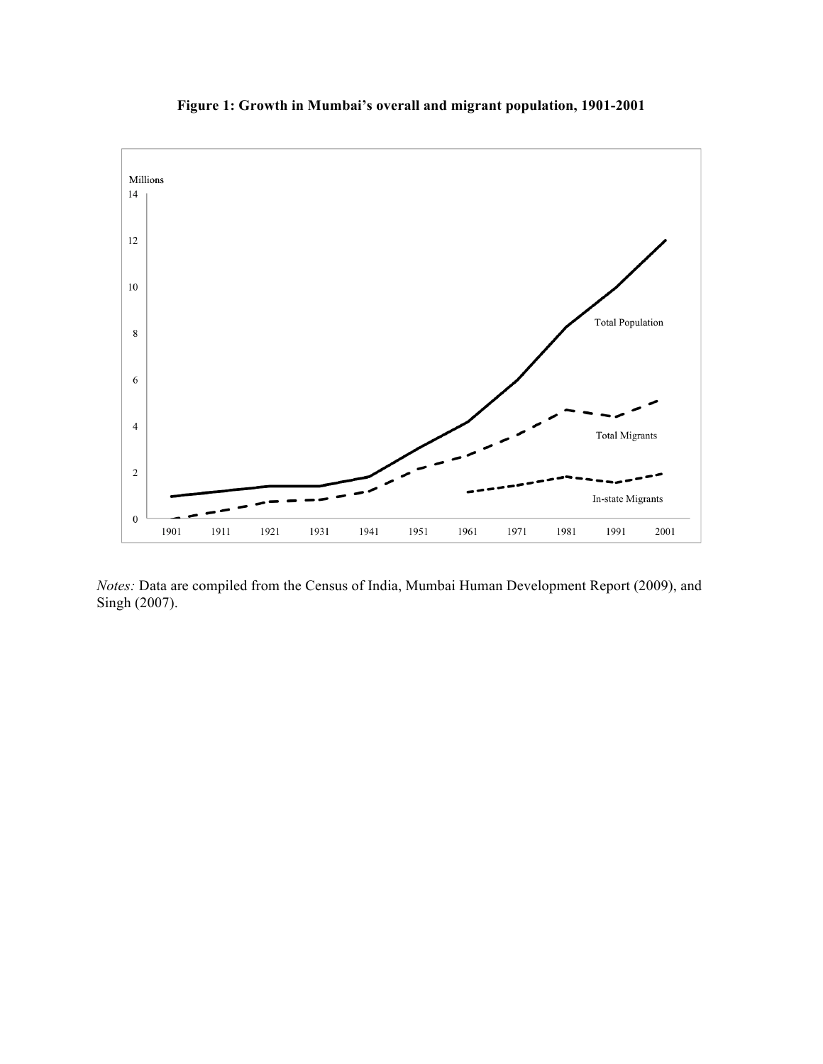**Figure 1: Growth in Mumbai's overall and migrant population, 1901-2001**

*Notes:* Data are compiled from the Census of India, Mumbai Human Development Report (2009), and Singh (2007).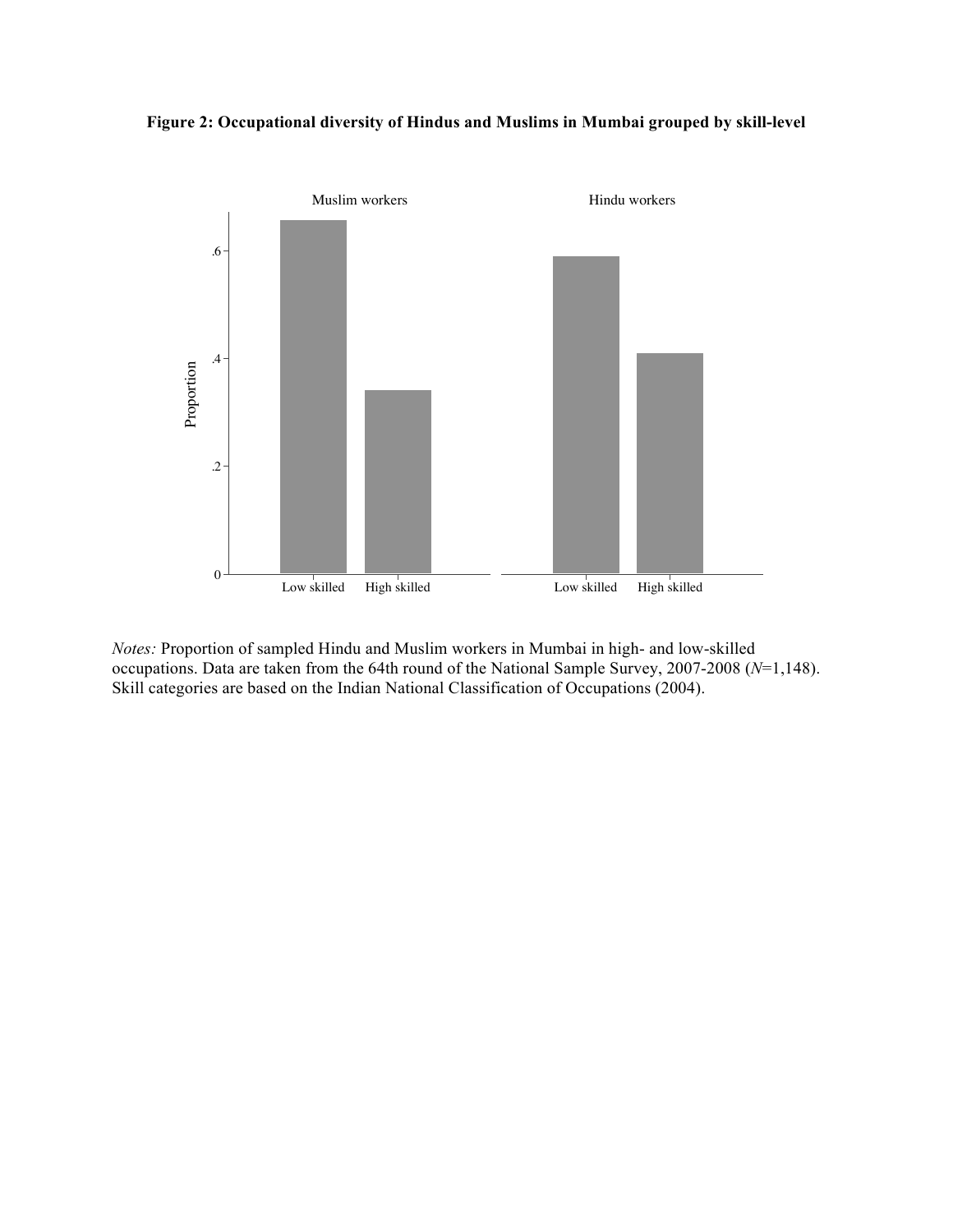**Figure 2: Occupational diversity of Hindus and Muslims in Mumbai grouped by skill-level**

*Notes:* Proportion of sampled Hindu and Muslim workers in Mumbai in high- and low-skilled occupations. Data are taken from the 64th round of the National Sample Survey, 2007-2008 (*N*=1,148). Skill categories are based on the Indian National Classification of Occupations (2004).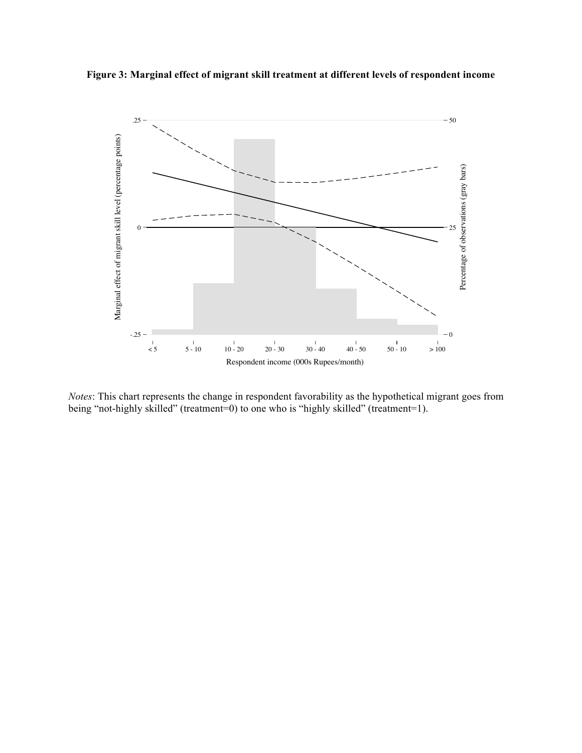**Figure 3: Marginal effect of migrant skill treatment at different levels of respondent income**

*Notes*: This chart represents the change in respondent favorability as the hypothetical migrant goes from being "not-highly skilled" (treatment=0) to one who is "highly skilled" (treatment=1).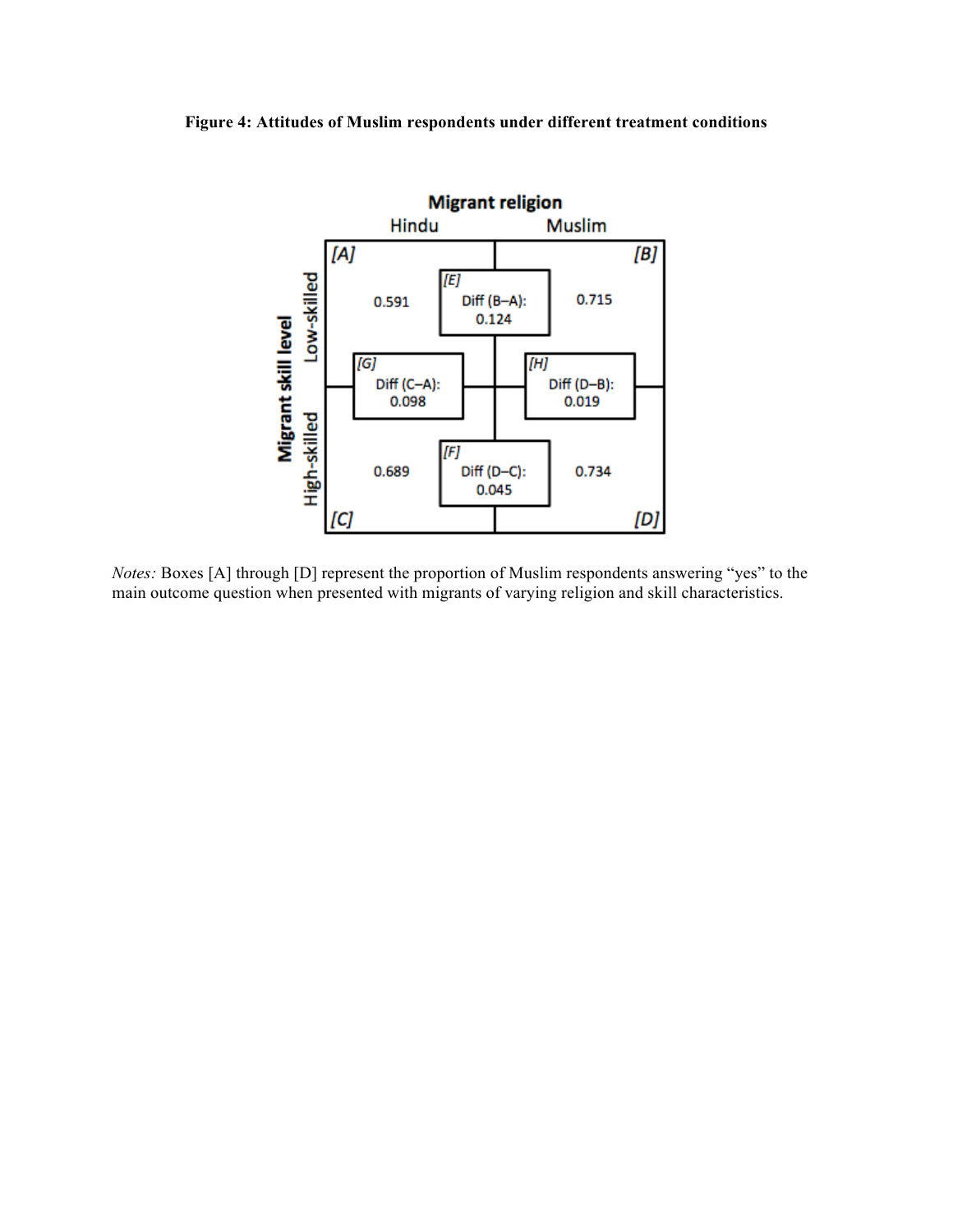**Figure 4: Attitudes of Muslim respondents under different treatment conditions**

| Migrant skill level | Migrant religion: Hindu | | Migrant religion: Muslim |
|---|---|---|---|
| Low-skilled | [A] 0.591 | [E] Diff (B–A): 0.124 | [B] 0.715 |
| | [G] Diff (C–A): 0.098 | | [H] Diff (D–B): 0.019 |
| High-skilled | [C] 0.689 | [F] Diff (D–C): 0.045 | [D] 0.734 |

*Notes:* Boxes [A] through [D] represent the proportion of Muslim respondents answering "yes" to the main outcome question when presented with migrants of varying religion and skill characteristics.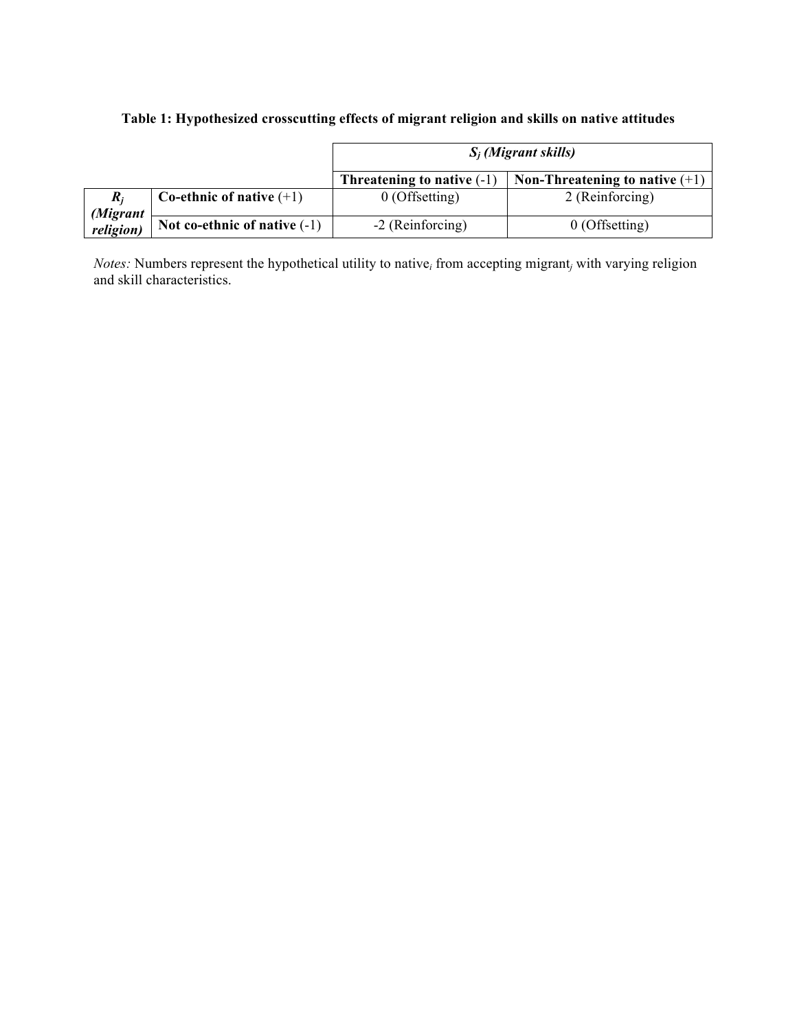**Table 1: Hypothesized crosscutting effects of migrant religion and skills on native attitudes**

| | | ***$S_j$ (Migrant skills)*** | |
|---|---|---|---|
| | | **Threatening to native** (-1) | **Non-Threatening to native** (+1) |
| ***$R_j$ (Migrant religion)*** | **Co-ethnic of native** (+1) | 0 (Offsetting) | 2 (Reinforcing) |
| | **Not co-ethnic of native** (-1) | -2 (Reinforcing) | 0 (Offsetting) |

*Notes:* Numbers represent the hypothetical utility to native$_i$ from accepting migrant$_j$ with varying religion and skill characteristics.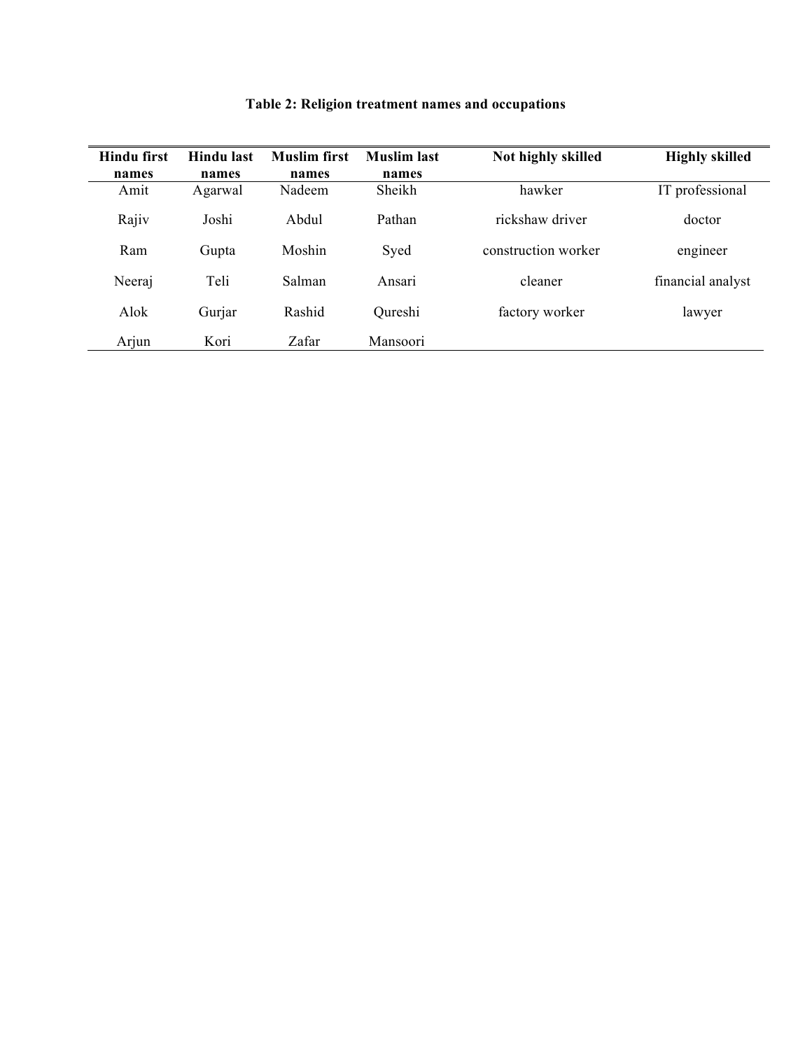**Table 2: Religion treatment names and occupations**

| Hindu first names | Hindu last names | Muslim first names | Muslim last names | Not highly skilled | Highly skilled |
|---|---|---|---|---|---|
| Amit | Agarwal | Nadeem | Sheikh | hawker | IT professional |
| Rajiv | Joshi | Abdul | Pathan | rickshaw driver | doctor |
| Ram | Gupta | Moshin | Syed | construction worker | engineer |
| Neeraj | Teli | Salman | Ansari | cleaner | financial analyst |
| Alok | Gurjar | Rashid | Qureshi | factory worker | lawyer |
| Arjun | Kori | Zafar | Mansoori | | |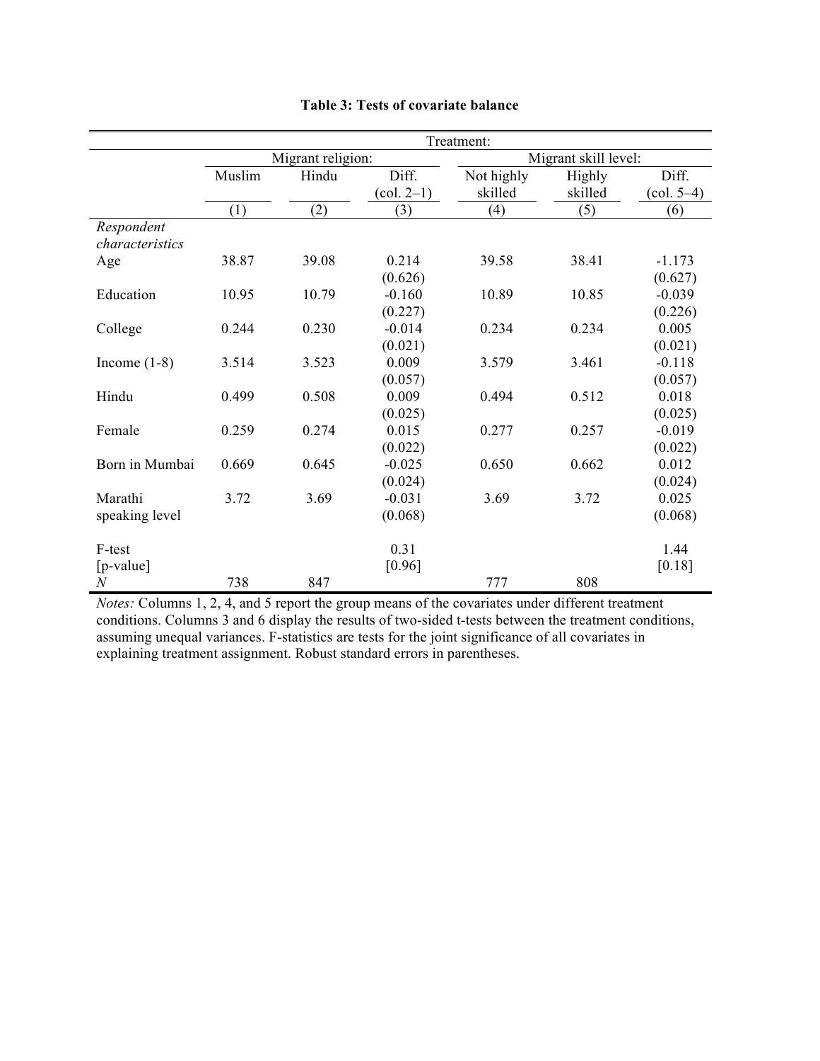**Table 3: Tests of covariate balance**

| | Treatment: | | | | | |
|---|---|---|---|---|---|---|
| | Migrant religion: | | | Migrant skill level: | | |
| | Muslim | Hindu | Diff. (col. 2–1) | Not highly skilled | Highly skilled | Diff. (col. 5–4) |
| | (1) | (2) | (3) | (4) | (5) | (6) |
| *Respondent characteristics* | | | | | | |
| Age | 38.87 | 39.08 | 0.214 | 39.58 | 38.41 | -1.173 |
| | | | (0.626) | | | (0.627) |
| Education | 10.95 | 10.79 | -0.160 | 10.89 | 10.85 | -0.039 |
| | | | (0.227) | | | (0.226) |
| College | 0.244 | 0.230 | -0.014 | 0.234 | 0.234 | 0.005 |
| | | | (0.021) | | | (0.021) |
| Income (1-8) | 3.514 | 3.523 | 0.009 | 3.579 | 3.461 | -0.118 |
| | | | (0.057) | | | (0.057) |
| Hindu | 0.499 | 0.508 | 0.009 | 0.494 | 0.512 | 0.018 |
| | | | (0.025) | | | (0.025) |
| Female | 0.259 | 0.274 | 0.015 | 0.277 | 0.257 | -0.019 |
| | | | (0.022) | | | (0.022) |
| Born in Mumbai | 0.669 | 0.645 | -0.025 | 0.650 | 0.662 | 0.012 |
| | | | (0.024) | | | (0.024) |
| Marathi speaking level | 3.72 | 3.69 | -0.031 | 3.69 | 3.72 | 0.025 |
| | | | (0.068) | | | (0.068) |
| F-test | | | 0.31 | | | 1.44 |
| [p-value] | | | [0.96] | | | [0.18] |
| *N* | 738 | 847 | | 777 | 808 | |

*Notes:* Columns 1, 2, 4, and 5 report the group means of the covariates under different treatment conditions. Columns 3 and 6 display the results of two-sided t-tests between the treatment conditions, assuming unequal variances. F-statistics are tests for the joint significance of all covariates in explaining treatment assignment. Robust standard errors in parentheses.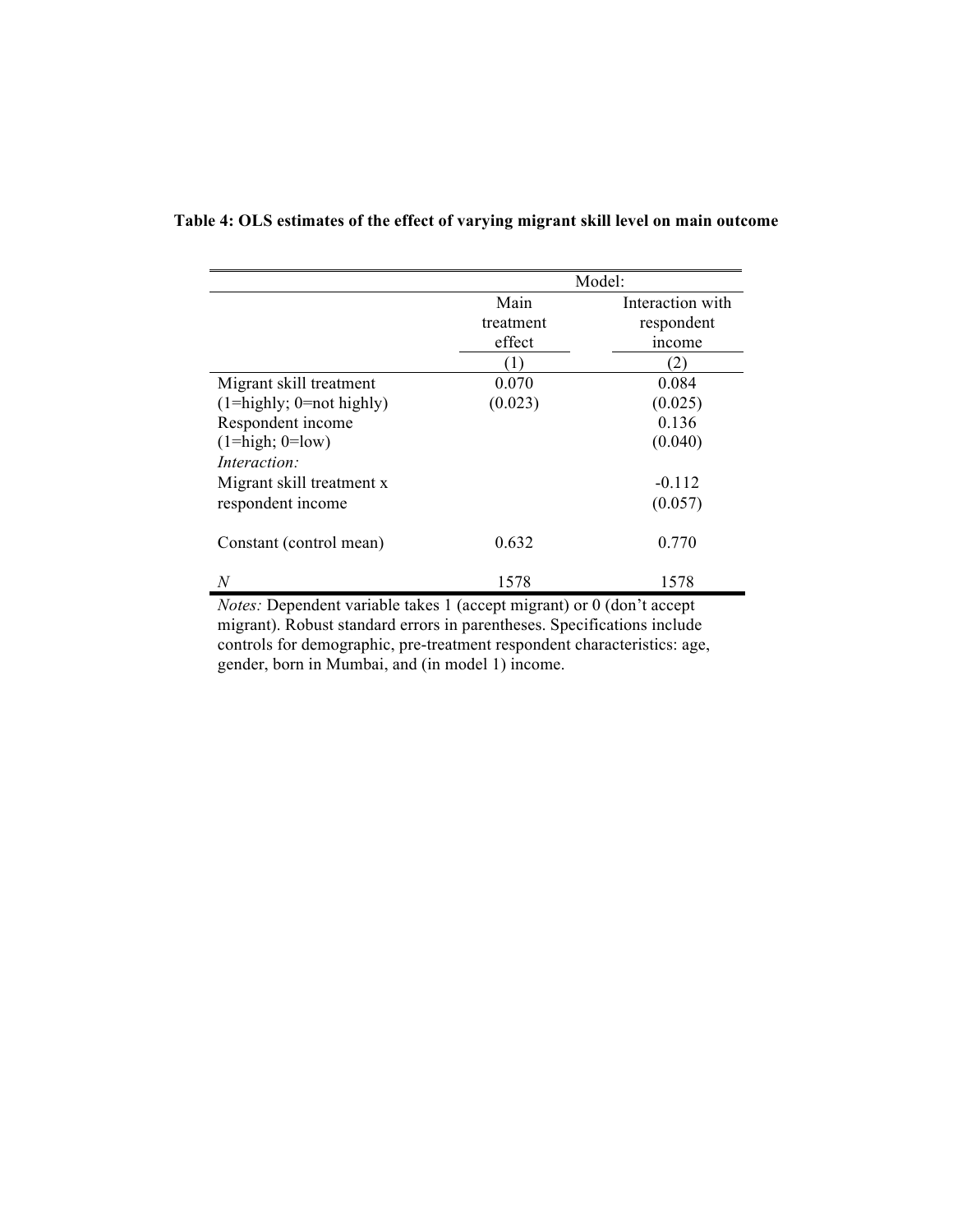**Table 4: OLS estimates of the effect of varying migrant skill level on main outcome**

| | Model: | |
|---|---|---|
| | Main treatment effect | Interaction with respondent income |
| | (1) | (2) |
| Migrant skill treatment (1=highly; 0=not highly) | 0.070 | 0.084 |
| | (0.023) | (0.025) |
| Respondent income (1=high; 0=low) | | 0.136 |
| | | (0.040) |
| *Interaction:* | | |
| Migrant skill treatment x respondent income | | -0.112 |
| | | (0.057) |
| Constant (control mean) | 0.632 | 0.770 |
| *N* | 1578 | 1578 |

*Notes:* Dependent variable takes 1 (accept migrant) or 0 (don't accept migrant). Robust standard errors in parentheses. Specifications include controls for demographic, pre-treatment respondent characteristics: age, gender, born in Mumbai, and (in model 1) income.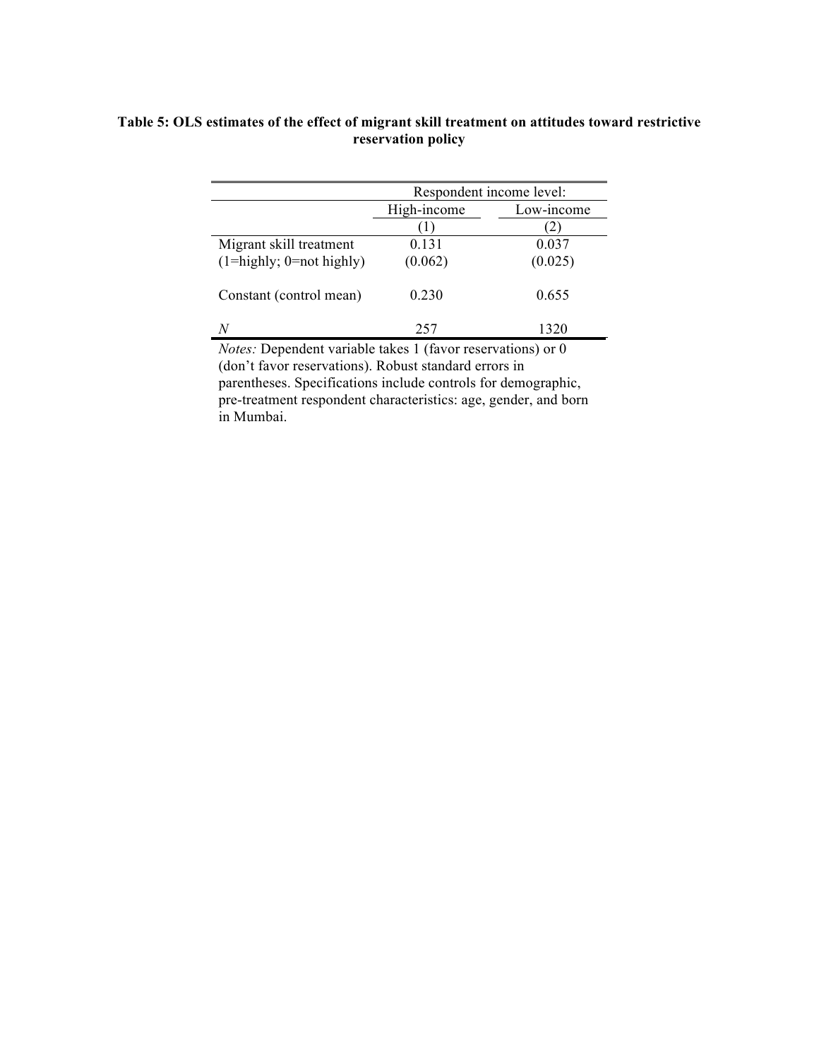**Table 5: OLS estimates of the effect of migrant skill treatment on attitudes toward restrictive reservation policy**

| | Respondent income level: | |
|---|---|---|
| | High-income | Low-income |
| | (1) | (2) |
| Migrant skill treatment | 0.131 | 0.037 |
| (1=highly; 0=not highly) | (0.062) | (0.025) |
| Constant (control mean) | 0.230 | 0.655 |
| *N* | 257 | 1320 |

*Notes:* Dependent variable takes 1 (favor reservations) or 0 (don't favor reservations). Robust standard errors in parentheses. Specifications include controls for demographic, pre-treatment respondent characteristics: age, gender, and born in Mumbai.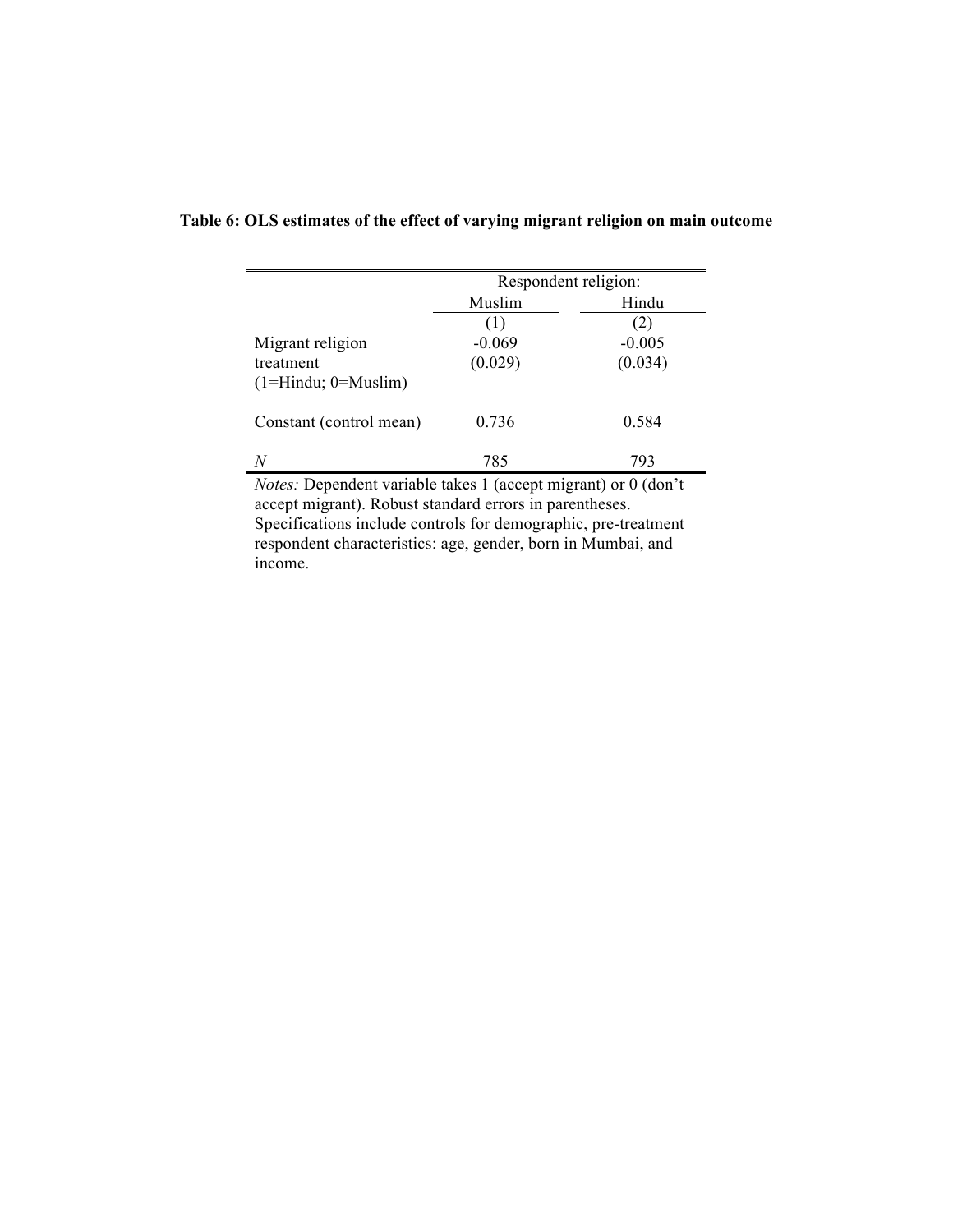**Table 6: OLS estimates of the effect of varying migrant religion on main outcome**

| | Respondent religion: | |
|---|---|---|
| | Muslim | Hindu |
| | (1) | (2) |
| Migrant religion treatment (1=Hindu; 0=Muslim) | -0.069 | -0.005 |
| | (0.029) | (0.034) |
| Constant (control mean) | 0.736 | 0.584 |
| *N* | 785 | 793 |

*Notes:* Dependent variable takes 1 (accept migrant) or 0 (don't accept migrant). Robust standard errors in parentheses. Specifications include controls for demographic, pre-treatment respondent characteristics: age, gender, born in Mumbai, and income.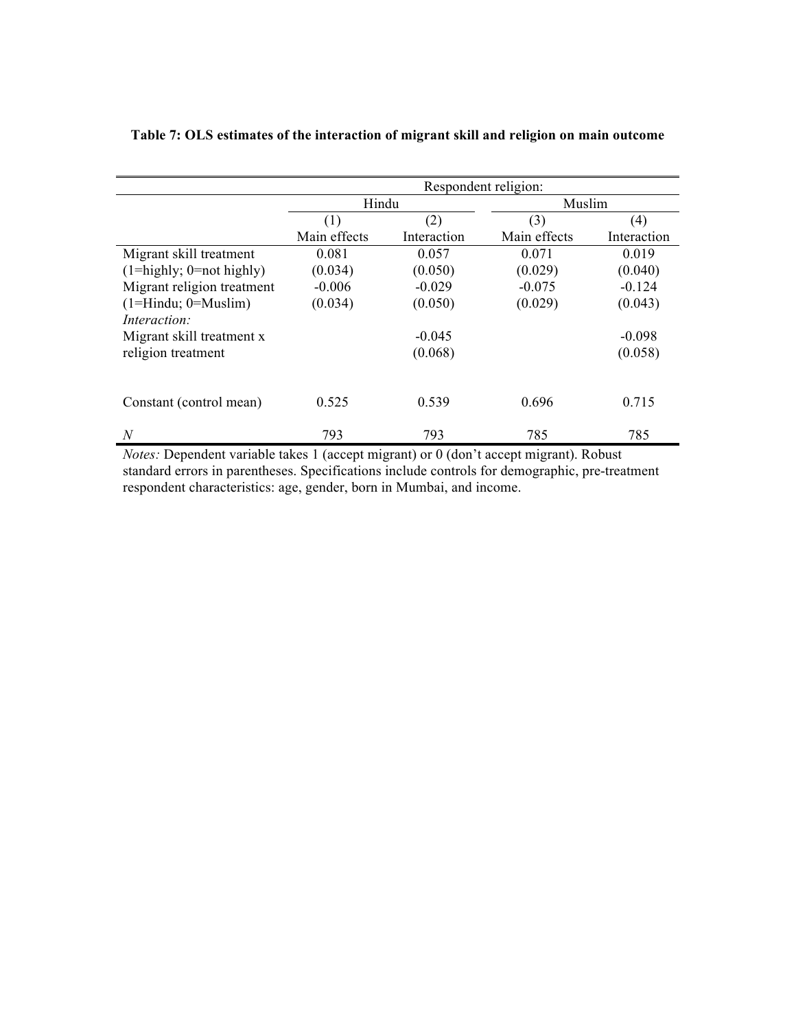**Table 7: OLS estimates of the interaction of migrant skill and religion on main outcome**

| | Respondent religion: | | | |
|---|---|---|---|---|
| | Hindu | | Muslim | |
| | (1) | (2) | (3) | (4) |
| | Main effects | Interaction | Main effects | Interaction |
| Migrant skill treatment | 0.081 | 0.057 | 0.071 | 0.019 |
| (1=highly; 0=not highly) | (0.034) | (0.050) | (0.029) | (0.040) |
| Migrant religion treatment | -0.006 | -0.029 | -0.075 | -0.124 |
| (1=Hindu; 0=Muslim) | (0.034) | (0.050) | (0.029) | (0.043) |
| *Interaction:* | | | | |
| Migrant skill treatment x | | -0.045 | | -0.098 |
| religion treatment | | (0.068) | | (0.058) |
| Constant (control mean) | 0.525 | 0.539 | 0.696 | 0.715 |
| *N* | 793 | 793 | 785 | 785 |

*Notes:* Dependent variable takes 1 (accept migrant) or 0 (don't accept migrant). Robust standard errors in parentheses. Specifications include controls for demographic, pre-treatment respondent characteristics: age, gender, born in Mumbai, and income.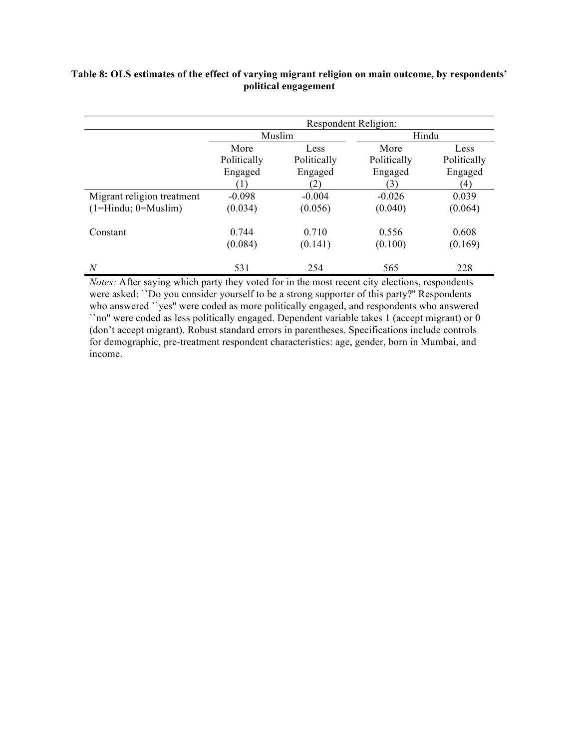**Table 8: OLS estimates of the effect of varying migrant religion on main outcome, by respondents' political engagement**

| | Respondent Religion: | | | |
|---|---|---|---|---|
| | Muslim | | Hindu | |
| | More Politically Engaged | Less Politically Engaged | More Politically Engaged | Less Politically Engaged |
| | (1) | (2) | (3) | (4) |
| Migrant religion treatment | -0.098 | -0.004 | -0.026 | 0.039 |
| (1=Hindu; 0=Muslim) | (0.034) | (0.056) | (0.040) | (0.064) |
| Constant | 0.744 | 0.710 | 0.556 | 0.608 |
| | (0.084) | (0.141) | (0.100) | (0.169) |
| *N* | 531 | 254 | 565 | 228 |

*Notes:* After saying which party they voted for in the most recent city elections, respondents were asked: ``Do you consider yourself to be a strong supporter of this party?'' Respondents who answered ``yes'' were coded as more politically engaged, and respondents who answered ``no'' were coded as less politically engaged. Dependent variable takes 1 (accept migrant) or 0 (don't accept migrant). Robust standard errors in parentheses. Specifications include controls for demographic, pre-treatment respondent characteristics: age, gender, born in Mumbai, and income.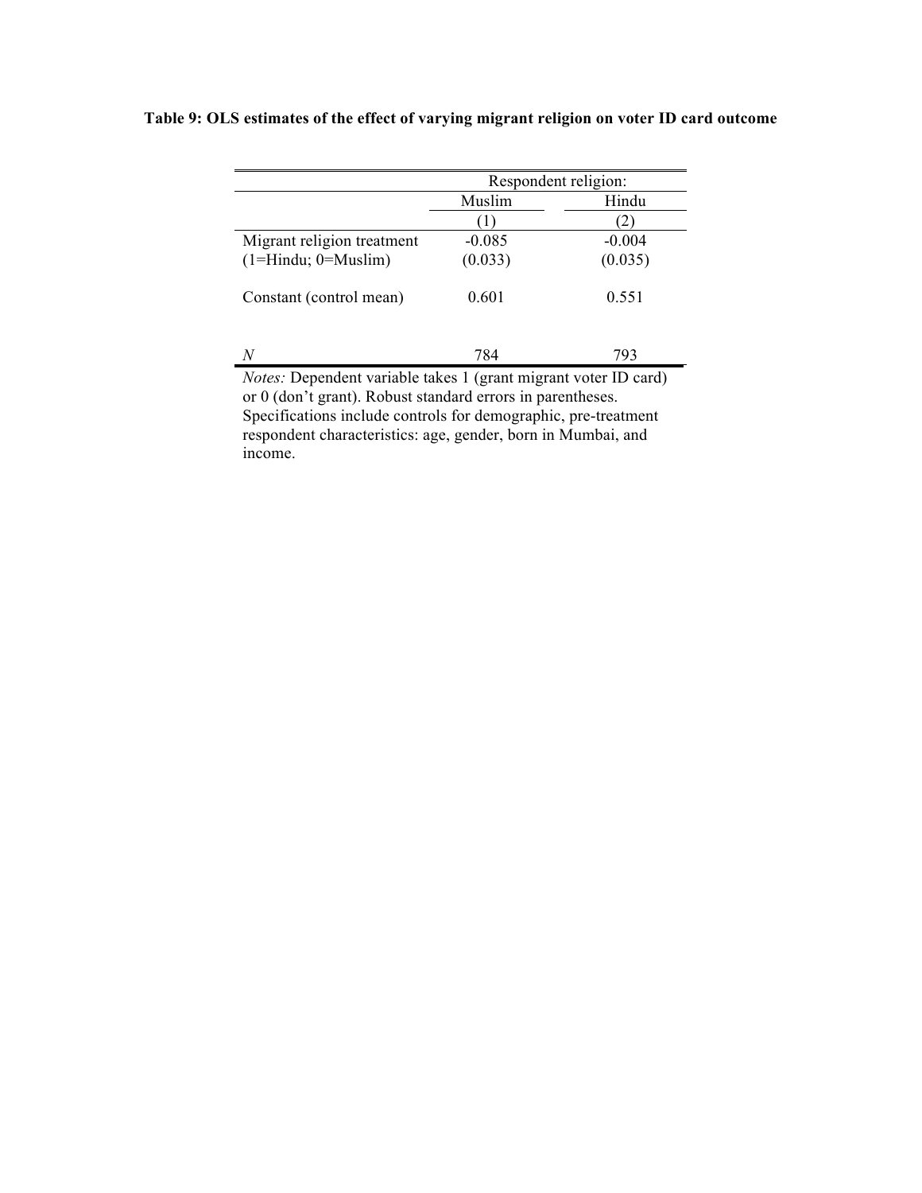**Table 9: OLS estimates of the effect of varying migrant religion on voter ID card outcome**

| | Respondent religion: | |
|---|---|---|
| | Muslim | Hindu |
| | (1) | (2) |
| Migrant religion treatment | -0.085 | -0.004 |
| (1=Hindu; 0=Muslim) | (0.033) | (0.035) |
| Constant (control mean) | 0.601 | 0.551 |
| *N* | 784 | 793 |

*Notes:* Dependent variable takes 1 (grant migrant voter ID card) or 0 (don't grant). Robust standard errors in parentheses. Specifications include controls for demographic, pre-treatment respondent characteristics: age, gender, born in Mumbai, and income.